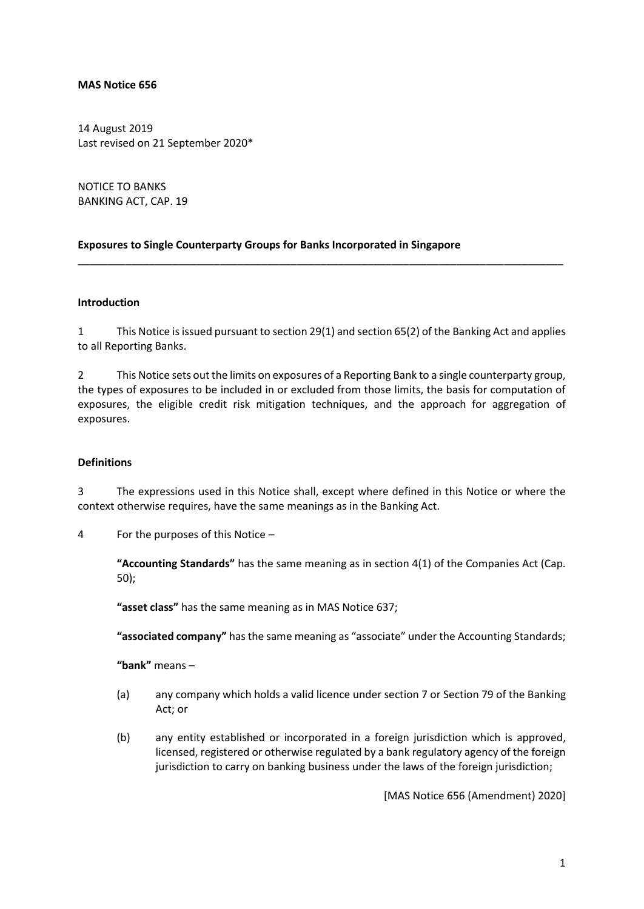**MAS Notice 656**

14 August 2019
Last revised on 21 September 2020*

NOTICE TO BANKS
BANKING ACT, CAP. 19

**Exposures to Single Counterparty Groups for Banks Incorporated in Singapore**

---

**Introduction**

1 This Notice is issued pursuant to section 29(1) and section 65(2) of the Banking Act and applies to all Reporting Banks.

2 This Notice sets out the limits on exposures of a Reporting Bank to a single counterparty group, the types of exposures to be included in or excluded from those limits, the basis for computation of exposures, the eligible credit risk mitigation techniques, and the approach for aggregation of exposures.

**Definitions**

3 The expressions used in this Notice shall, except where defined in this Notice or where the context otherwise requires, have the same meanings as in the Banking Act.

4 For the purposes of this Notice –

**"Accounting Standards"** has the same meaning as in section 4(1) of the Companies Act (Cap. 50);

**"asset class"** has the same meaning as in MAS Notice 637;

**"associated company"** has the same meaning as "associate" under the Accounting Standards;

**"bank"** means –

(a) any company which holds a valid licence under section 7 or Section 79 of the Banking Act; or

(b) any entity established or incorporated in a foreign jurisdiction which is approved, licensed, registered or otherwise regulated by a bank regulatory agency of the foreign jurisdiction to carry on banking business under the laws of the foreign jurisdiction;

[MAS Notice 656 (Amendment) 2020]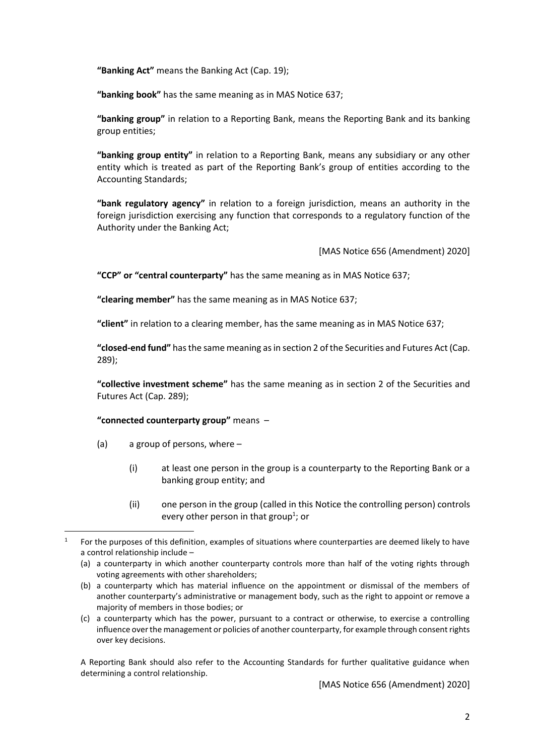**"Banking Act"** means the Banking Act (Cap. 19);

**"banking book"** has the same meaning as in MAS Notice 637;

**"banking group"** in relation to a Reporting Bank, means the Reporting Bank and its banking group entities;

**"banking group entity"** in relation to a Reporting Bank, means any subsidiary or any other entity which is treated as part of the Reporting Bank's group of entities according to the Accounting Standards;

**"bank regulatory agency"** in relation to a foreign jurisdiction, means an authority in the foreign jurisdiction exercising any function that corresponds to a regulatory function of the Authority under the Banking Act;

[MAS Notice 656 (Amendment) 2020]

**"CCP" or "central counterparty"** has the same meaning as in MAS Notice 637;

**"clearing member"** has the same meaning as in MAS Notice 637;

**"client"** in relation to a clearing member, has the same meaning as in MAS Notice 637;

**"closed-end fund"** has the same meaning as in section 2 of the Securities and Futures Act (Cap. 289);

**"collective investment scheme"** has the same meaning as in section 2 of the Securities and Futures Act (Cap. 289);

**"connected counterparty group"** means –

(a) a group of persons, where –

(i) at least one person in the group is a counterparty to the Reporting Bank or a banking group entity; and

(ii) one person in the group (called in this Notice the controlling person) controls every other person in that group[1]; or

---

[1] For the purposes of this definition, examples of situations where counterparties are deemed likely to have a control relationship include –

(a) a counterparty in which another counterparty controls more than half of the voting rights through voting agreements with other shareholders;

(b) a counterparty which has material influence on the appointment or dismissal of the members of another counterparty's administrative or management body, such as the right to appoint or remove a majority of members in those bodies; or

(c) a counterparty which has the power, pursuant to a contract or otherwise, to exercise a controlling influence over the management or policies of another counterparty, for example through consent rights over key decisions.

A Reporting Bank should also refer to the Accounting Standards for further qualitative guidance when determining a control relationship.

[MAS Notice 656 (Amendment) 2020]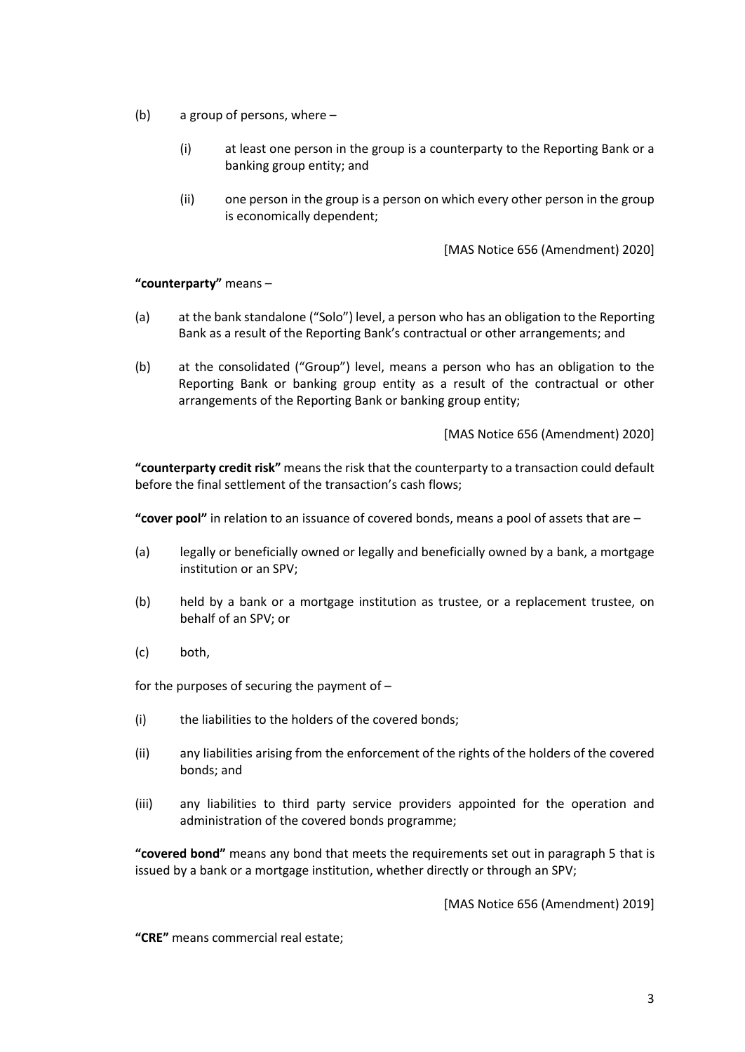(b) a group of persons, where –

   (i) at least one person in the group is a counterparty to the Reporting Bank or a banking group entity; and

   (ii) one person in the group is a person on which every other person in the group is economically dependent;

[MAS Notice 656 (Amendment) 2020]

**"counterparty"** means –

(a) at the bank standalone ("Solo") level, a person who has an obligation to the Reporting Bank as a result of the Reporting Bank's contractual or other arrangements; and

(b) at the consolidated ("Group") level, means a person who has an obligation to the Reporting Bank or banking group entity as a result of the contractual or other arrangements of the Reporting Bank or banking group entity;

[MAS Notice 656 (Amendment) 2020]

**"counterparty credit risk"** means the risk that the counterparty to a transaction could default before the final settlement of the transaction's cash flows;

**"cover pool"** in relation to an issuance of covered bonds, means a pool of assets that are –

(a) legally or beneficially owned or legally and beneficially owned by a bank, a mortgage institution or an SPV;

(b) held by a bank or a mortgage institution as trustee, or a replacement trustee, on behalf of an SPV; or

(c) both,

for the purposes of securing the payment of –

(i) the liabilities to the holders of the covered bonds;

(ii) any liabilities arising from the enforcement of the rights of the holders of the covered bonds; and

(iii) any liabilities to third party service providers appointed for the operation and administration of the covered bonds programme;

**"covered bond"** means any bond that meets the requirements set out in paragraph 5 that is issued by a bank or a mortgage institution, whether directly or through an SPV;

[MAS Notice 656 (Amendment) 2019]

**"CRE"** means commercial real estate;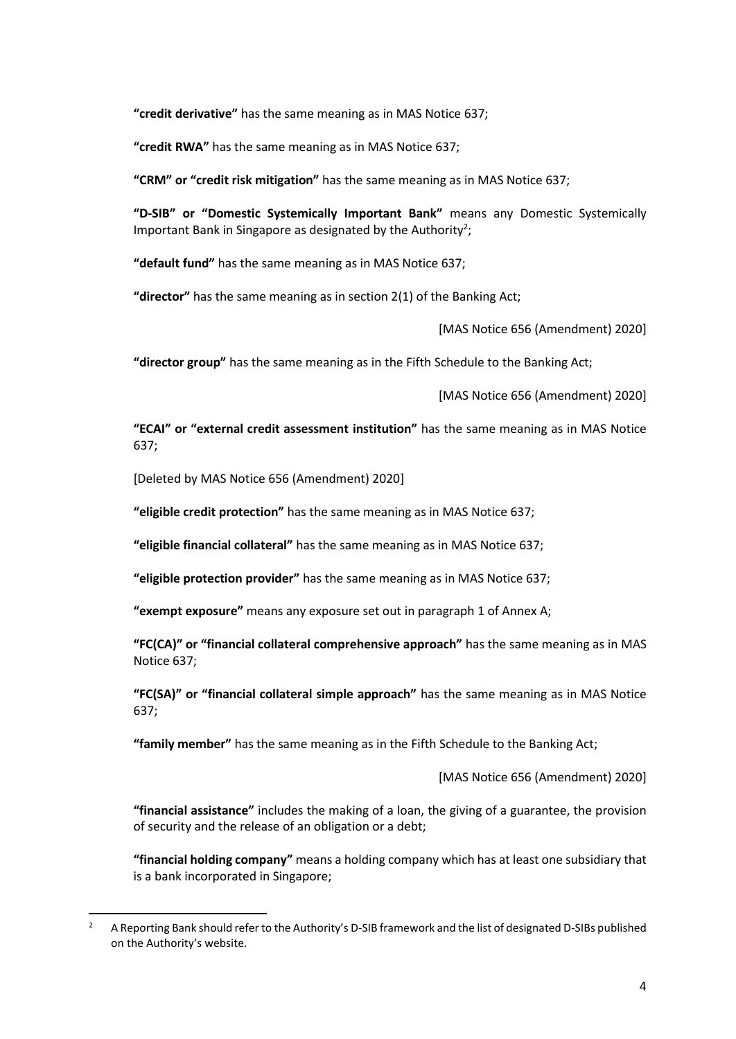**"credit derivative"** has the same meaning as in MAS Notice 637;

**"credit RWA"** has the same meaning as in MAS Notice 637;

**"CRM" or "credit risk mitigation"** has the same meaning as in MAS Notice 637;

**"D-SIB" or "Domestic Systemically Important Bank"** means any Domestic Systemically Important Bank in Singapore as designated by the Authority[2];

**"default fund"** has the same meaning as in MAS Notice 637;

**"director"** has the same meaning as in section 2(1) of the Banking Act;

[MAS Notice 656 (Amendment) 2020]

**"director group"** has the same meaning as in the Fifth Schedule to the Banking Act;

[MAS Notice 656 (Amendment) 2020]

**"ECAI" or "external credit assessment institution"** has the same meaning as in MAS Notice 637;

[Deleted by MAS Notice 656 (Amendment) 2020]

**"eligible credit protection"** has the same meaning as in MAS Notice 637;

**"eligible financial collateral"** has the same meaning as in MAS Notice 637;

**"eligible protection provider"** has the same meaning as in MAS Notice 637;

**"exempt exposure"** means any exposure set out in paragraph 1 of Annex A;

**"FC(CA)" or "financial collateral comprehensive approach"** has the same meaning as in MAS Notice 637;

**"FC(SA)" or "financial collateral simple approach"** has the same meaning as in MAS Notice 637;

**"family member"** has the same meaning as in the Fifth Schedule to the Banking Act;

[MAS Notice 656 (Amendment) 2020]

**"financial assistance"** includes the making of a loan, the giving of a guarantee, the provision of security and the release of an obligation or a debt;

**"financial holding company"** means a holding company which has at least one subsidiary that is a bank incorporated in Singapore;

---

[2] A Reporting Bank should refer to the Authority's D-SIB framework and the list of designated D-SIBs published on the Authority's website.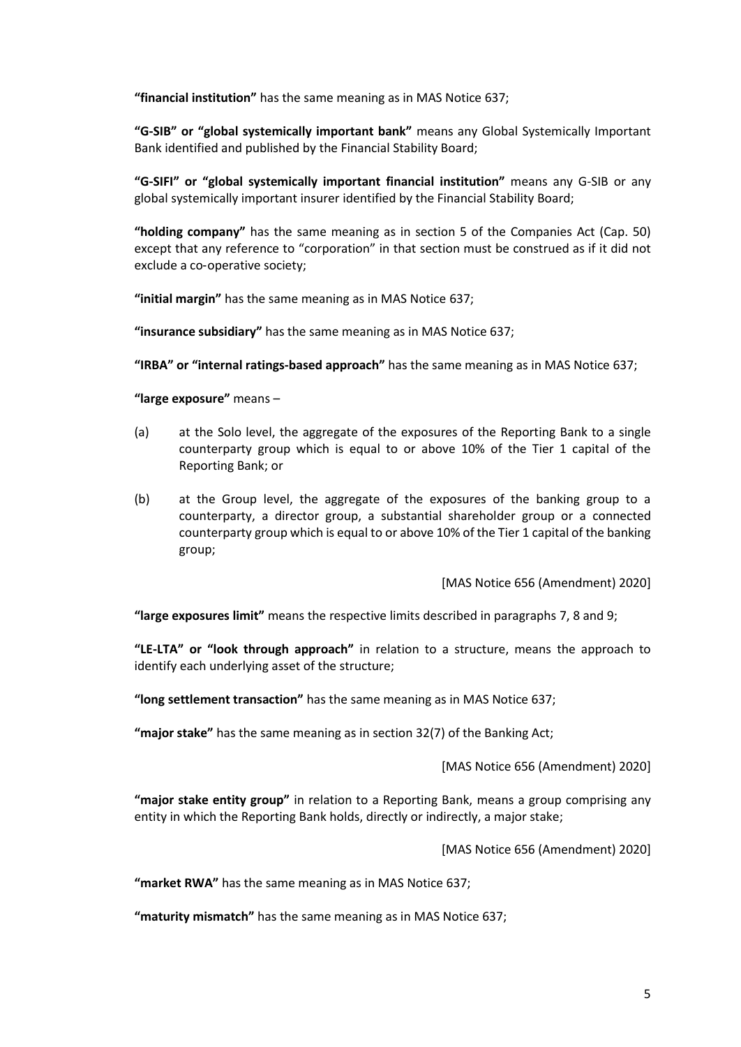**"financial institution"** has the same meaning as in MAS Notice 637;

**"G-SIB" or "global systemically important bank"** means any Global Systemically Important Bank identified and published by the Financial Stability Board;

**"G-SIFI" or "global systemically important financial institution"** means any G-SIB or any global systemically important insurer identified by the Financial Stability Board;

**"holding company"** has the same meaning as in section 5 of the Companies Act (Cap. 50) except that any reference to "corporation" in that section must be construed as if it did not exclude a co-operative society;

**"initial margin"** has the same meaning as in MAS Notice 637;

**"insurance subsidiary"** has the same meaning as in MAS Notice 637;

**"IRBA" or "internal ratings-based approach"** has the same meaning as in MAS Notice 637;

**"large exposure"** means –

(a) at the Solo level, the aggregate of the exposures of the Reporting Bank to a single counterparty group which is equal to or above 10% of the Tier 1 capital of the Reporting Bank; or

(b) at the Group level, the aggregate of the exposures of the banking group to a counterparty, a director group, a substantial shareholder group or a connected counterparty group which is equal to or above 10% of the Tier 1 capital of the banking group;

[MAS Notice 656 (Amendment) 2020]

**"large exposures limit"** means the respective limits described in paragraphs 7, 8 and 9;

**"LE-LTA" or "look through approach"** in relation to a structure, means the approach to identify each underlying asset of the structure;

**"long settlement transaction"** has the same meaning as in MAS Notice 637;

**"major stake"** has the same meaning as in section 32(7) of the Banking Act;

[MAS Notice 656 (Amendment) 2020]

**"major stake entity group"** in relation to a Reporting Bank, means a group comprising any entity in which the Reporting Bank holds, directly or indirectly, a major stake;

[MAS Notice 656 (Amendment) 2020]

**"market RWA"** has the same meaning as in MAS Notice 637;

**"maturity mismatch"** has the same meaning as in MAS Notice 637;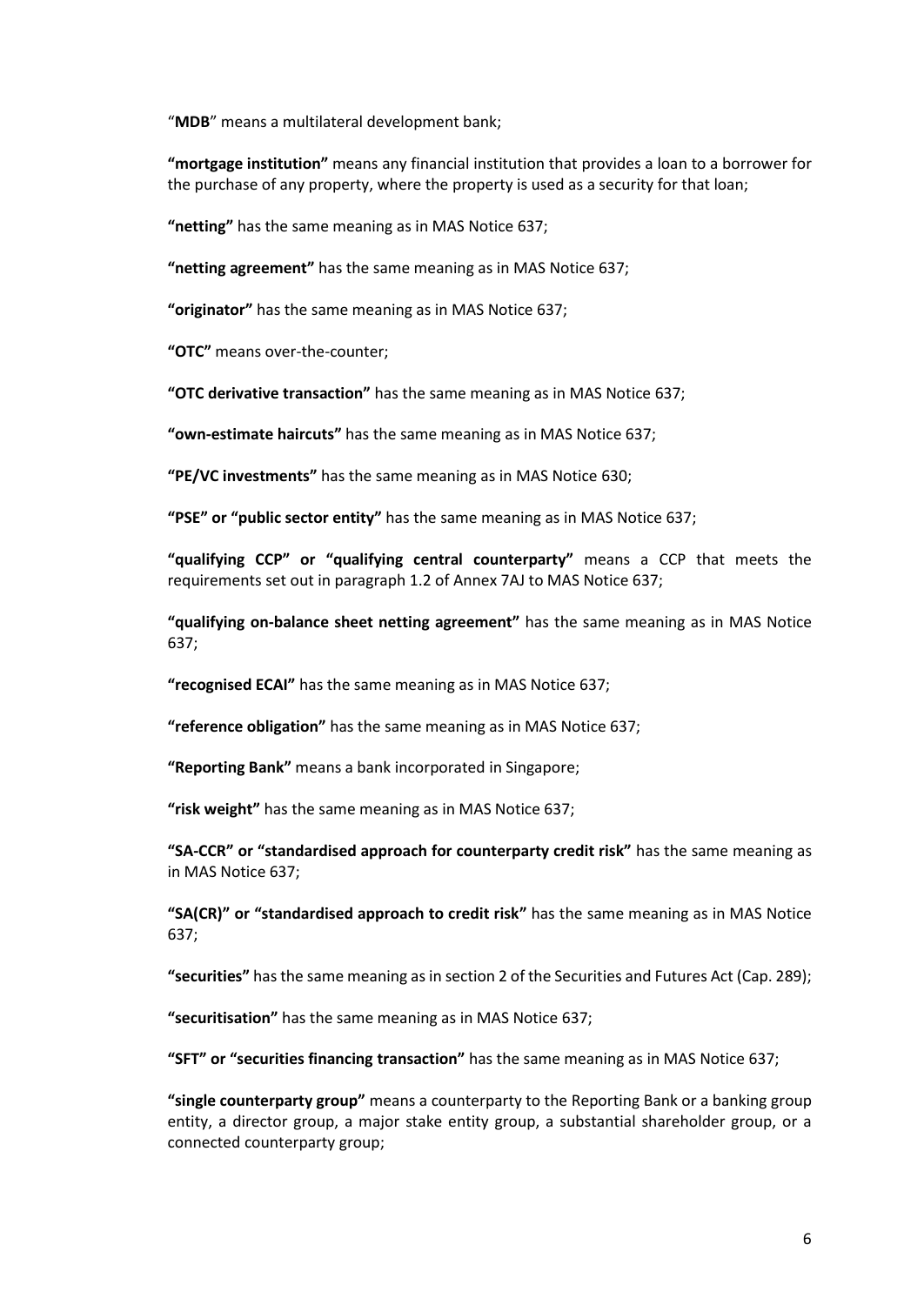"**MDB**" means a multilateral development bank;

**"mortgage institution"** means any financial institution that provides a loan to a borrower for the purchase of any property, where the property is used as a security for that loan;

**"netting"** has the same meaning as in MAS Notice 637;

**"netting agreement"** has the same meaning as in MAS Notice 637;

**"originator"** has the same meaning as in MAS Notice 637;

**"OTC"** means over-the-counter;

**"OTC derivative transaction"** has the same meaning as in MAS Notice 637;

**"own-estimate haircuts"** has the same meaning as in MAS Notice 637;

**"PE/VC investments"** has the same meaning as in MAS Notice 630;

**"PSE" or "public sector entity"** has the same meaning as in MAS Notice 637;

**"qualifying CCP" or "qualifying central counterparty"** means a CCP that meets the requirements set out in paragraph 1.2 of Annex 7AJ to MAS Notice 637;

**"qualifying on-balance sheet netting agreement"** has the same meaning as in MAS Notice 637;

**"recognised ECAI"** has the same meaning as in MAS Notice 637;

**"reference obligation"** has the same meaning as in MAS Notice 637;

**"Reporting Bank"** means a bank incorporated in Singapore;

**"risk weight"** has the same meaning as in MAS Notice 637;

**"SA-CCR" or "standardised approach for counterparty credit risk"** has the same meaning as in MAS Notice 637;

**"SA(CR)" or "standardised approach to credit risk"** has the same meaning as in MAS Notice 637;

**"securities"** has the same meaning as in section 2 of the Securities and Futures Act (Cap. 289);

**"securitisation"** has the same meaning as in MAS Notice 637;

**"SFT" or "securities financing transaction"** has the same meaning as in MAS Notice 637;

**"single counterparty group"** means a counterparty to the Reporting Bank or a banking group entity, a director group, a major stake entity group, a substantial shareholder group, or a connected counterparty group;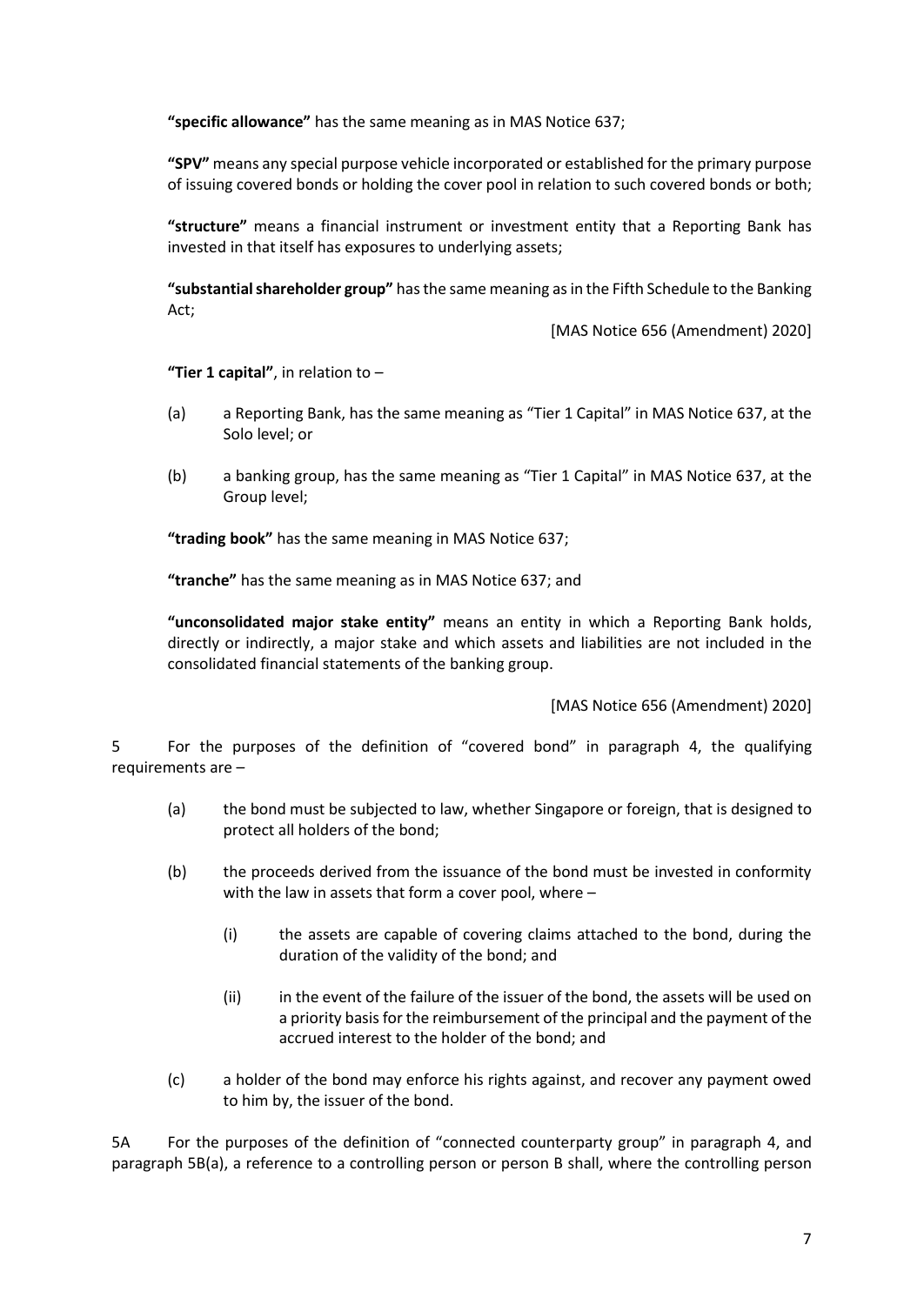**"specific allowance"** has the same meaning as in MAS Notice 637;

**"SPV"** means any special purpose vehicle incorporated or established for the primary purpose of issuing covered bonds or holding the cover pool in relation to such covered bonds or both;

**"structure"** means a financial instrument or investment entity that a Reporting Bank has invested in that itself has exposures to underlying assets;

**"substantial shareholder group"** has the same meaning as in the Fifth Schedule to the Banking Act;

[MAS Notice 656 (Amendment) 2020]

**"Tier 1 capital"**, in relation to –

(a) a Reporting Bank, has the same meaning as "Tier 1 Capital" in MAS Notice 637, at the Solo level; or

(b) a banking group, has the same meaning as "Tier 1 Capital" in MAS Notice 637, at the Group level;

**"trading book"** has the same meaning in MAS Notice 637;

**"tranche"** has the same meaning as in MAS Notice 637; and

**"unconsolidated major stake entity"** means an entity in which a Reporting Bank holds, directly or indirectly, a major stake and which assets and liabilities are not included in the consolidated financial statements of the banking group.

[MAS Notice 656 (Amendment) 2020]

5 For the purposes of the definition of "covered bond" in paragraph 4, the qualifying requirements are –

(a) the bond must be subjected to law, whether Singapore or foreign, that is designed to protect all holders of the bond;

(b) the proceeds derived from the issuance of the bond must be invested in conformity with the law in assets that form a cover pool, where –

  (i) the assets are capable of covering claims attached to the bond, during the duration of the validity of the bond; and

  (ii) in the event of the failure of the issuer of the bond, the assets will be used on a priority basis for the reimbursement of the principal and the payment of the accrued interest to the holder of the bond; and

(c) a holder of the bond may enforce his rights against, and recover any payment owed to him by, the issuer of the bond.

5A For the purposes of the definition of "connected counterparty group" in paragraph 4, and paragraph 5B(a), a reference to a controlling person or person B shall, where the controlling person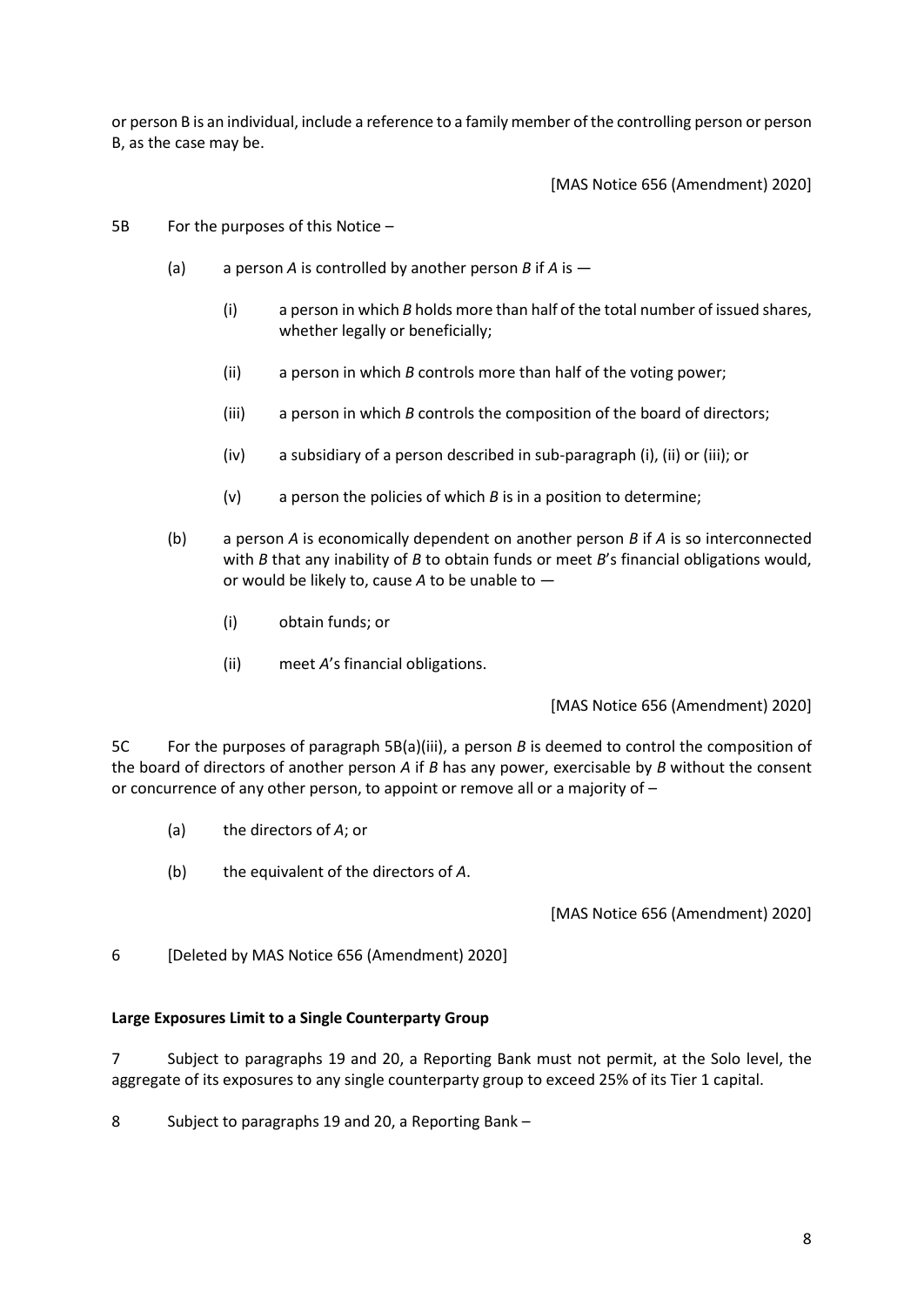or person B is an individual, include a reference to a family member of the controlling person or person B, as the case may be.

[MAS Notice 656 (Amendment) 2020]

5B For the purposes of this Notice –

(a) a person *A* is controlled by another person *B* if *A* is —

(i) a person in which *B* holds more than half of the total number of issued shares, whether legally or beneficially;

(ii) a person in which *B* controls more than half of the voting power;

(iii) a person in which *B* controls the composition of the board of directors;

(iv) a subsidiary of a person described in sub-paragraph (i), (ii) or (iii); or

(v) a person the policies of which *B* is in a position to determine;

(b) a person *A* is economically dependent on another person *B* if *A* is so interconnected with *B* that any inability of *B* to obtain funds or meet *B*'s financial obligations would, or would be likely to, cause *A* to be unable to —

(i) obtain funds; or

(ii) meet *A*'s financial obligations.

[MAS Notice 656 (Amendment) 2020]

5C For the purposes of paragraph 5B(a)(iii), a person *B* is deemed to control the composition of the board of directors of another person *A* if *B* has any power, exercisable by *B* without the consent or concurrence of any other person, to appoint or remove all or a majority of –

(a) the directors of *A*; or

(b) the equivalent of the directors of *A*.

[MAS Notice 656 (Amendment) 2020]

6 [Deleted by MAS Notice 656 (Amendment) 2020]

**Large Exposures Limit to a Single Counterparty Group**

7 Subject to paragraphs 19 and 20, a Reporting Bank must not permit, at the Solo level, the aggregate of its exposures to any single counterparty group to exceed 25% of its Tier 1 capital.

8 Subject to paragraphs 19 and 20, a Reporting Bank –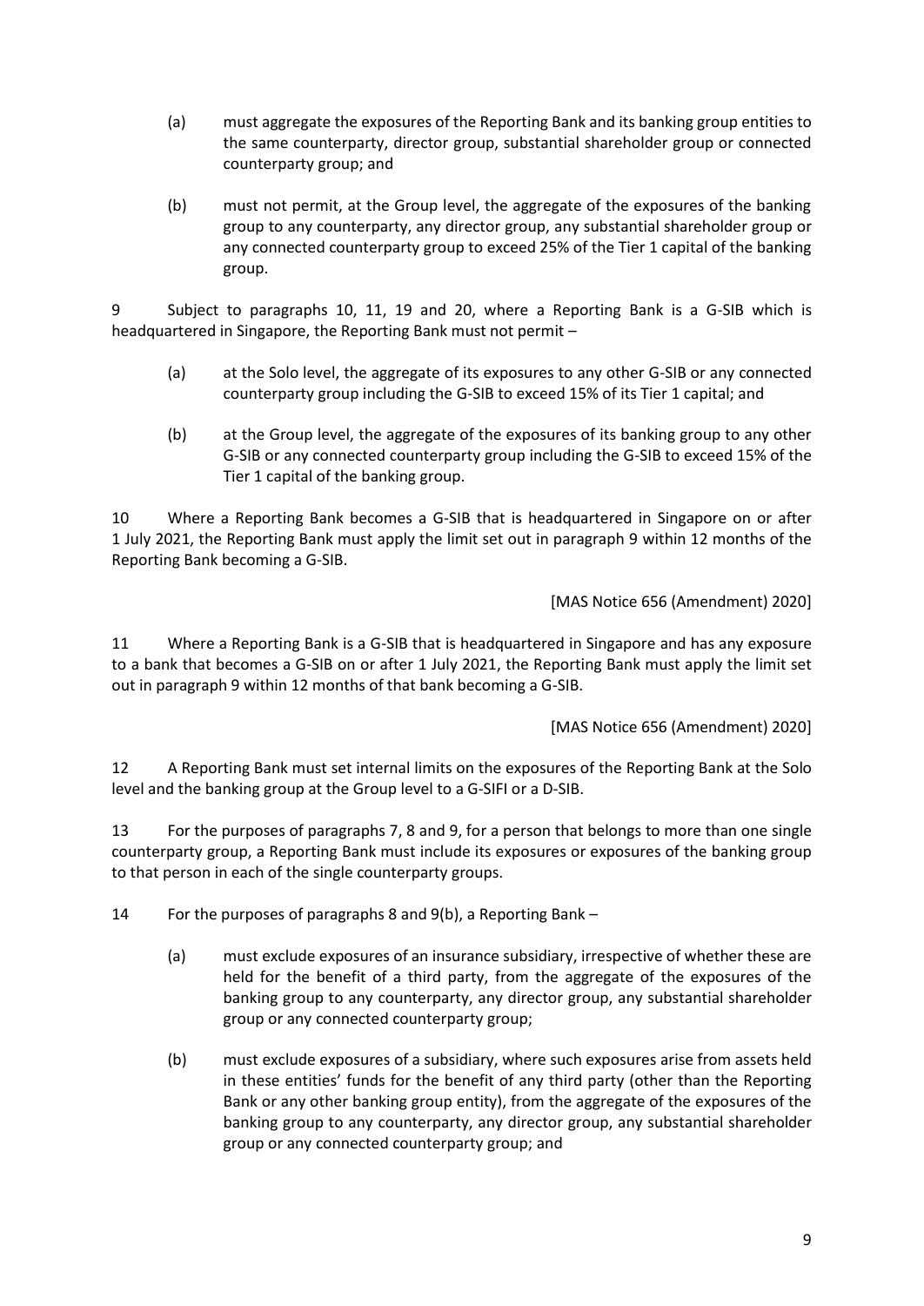(a) must aggregate the exposures of the Reporting Bank and its banking group entities to the same counterparty, director group, substantial shareholder group or connected counterparty group; and

(b) must not permit, at the Group level, the aggregate of the exposures of the banking group to any counterparty, any director group, any substantial shareholder group or any connected counterparty group to exceed 25% of the Tier 1 capital of the banking group.

9 Subject to paragraphs 10, 11, 19 and 20, where a Reporting Bank is a G-SIB which is headquartered in Singapore, the Reporting Bank must not permit –

(a) at the Solo level, the aggregate of its exposures to any other G-SIB or any connected counterparty group including the G-SIB to exceed 15% of its Tier 1 capital; and

(b) at the Group level, the aggregate of the exposures of its banking group to any other G-SIB or any connected counterparty group including the G-SIB to exceed 15% of the Tier 1 capital of the banking group.

10 Where a Reporting Bank becomes a G-SIB that is headquartered in Singapore on or after 1 July 2021, the Reporting Bank must apply the limit set out in paragraph 9 within 12 months of the Reporting Bank becoming a G-SIB.

[MAS Notice 656 (Amendment) 2020]

11 Where a Reporting Bank is a G-SIB that is headquartered in Singapore and has any exposure to a bank that becomes a G-SIB on or after 1 July 2021, the Reporting Bank must apply the limit set out in paragraph 9 within 12 months of that bank becoming a G-SIB.

[MAS Notice 656 (Amendment) 2020]

12 A Reporting Bank must set internal limits on the exposures of the Reporting Bank at the Solo level and the banking group at the Group level to a G-SIFI or a D-SIB.

13 For the purposes of paragraphs 7, 8 and 9, for a person that belongs to more than one single counterparty group, a Reporting Bank must include its exposures or exposures of the banking group to that person in each of the single counterparty groups.

14 For the purposes of paragraphs 8 and 9(b), a Reporting Bank –

(a) must exclude exposures of an insurance subsidiary, irrespective of whether these are held for the benefit of a third party, from the aggregate of the exposures of the banking group to any counterparty, any director group, any substantial shareholder group or any connected counterparty group;

(b) must exclude exposures of a subsidiary, where such exposures arise from assets held in these entities' funds for the benefit of any third party (other than the Reporting Bank or any other banking group entity), from the aggregate of the exposures of the banking group to any counterparty, any director group, any substantial shareholder group or any connected counterparty group; and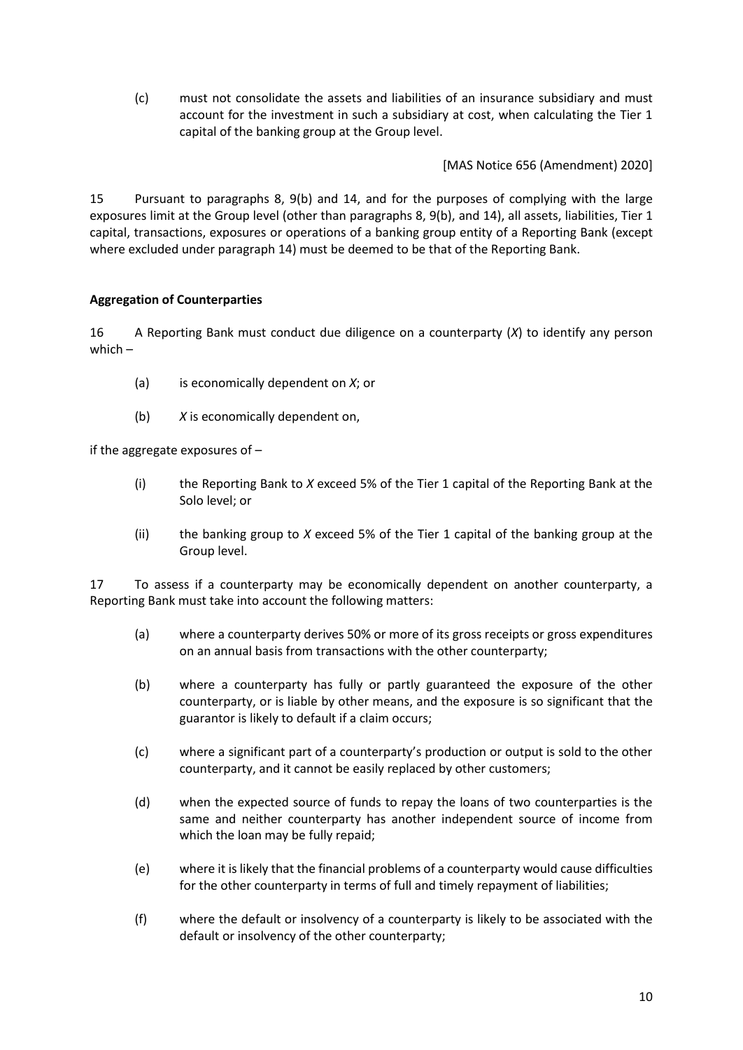(c) must not consolidate the assets and liabilities of an insurance subsidiary and must account for the investment in such a subsidiary at cost, when calculating the Tier 1 capital of the banking group at the Group level.

[MAS Notice 656 (Amendment) 2020]

15 Pursuant to paragraphs 8, 9(b) and 14, and for the purposes of complying with the large exposures limit at the Group level (other than paragraphs 8, 9(b), and 14), all assets, liabilities, Tier 1 capital, transactions, exposures or operations of a banking group entity of a Reporting Bank (except where excluded under paragraph 14) must be deemed to be that of the Reporting Bank.

**Aggregation of Counterparties**

16 A Reporting Bank must conduct due diligence on a counterparty (*X*) to identify any person which –

(a) is economically dependent on *X*; or

(b) *X* is economically dependent on,

if the aggregate exposures of –

(i) the Reporting Bank to *X* exceed 5% of the Tier 1 capital of the Reporting Bank at the Solo level; or

(ii) the banking group to *X* exceed 5% of the Tier 1 capital of the banking group at the Group level.

17 To assess if a counterparty may be economically dependent on another counterparty, a Reporting Bank must take into account the following matters:

(a) where a counterparty derives 50% or more of its gross receipts or gross expenditures on an annual basis from transactions with the other counterparty;

(b) where a counterparty has fully or partly guaranteed the exposure of the other counterparty, or is liable by other means, and the exposure is so significant that the guarantor is likely to default if a claim occurs;

(c) where a significant part of a counterparty's production or output is sold to the other counterparty, and it cannot be easily replaced by other customers;

(d) when the expected source of funds to repay the loans of two counterparties is the same and neither counterparty has another independent source of income from which the loan may be fully repaid;

(e) where it is likely that the financial problems of a counterparty would cause difficulties for the other counterparty in terms of full and timely repayment of liabilities;

(f) where the default or insolvency of a counterparty is likely to be associated with the default or insolvency of the other counterparty;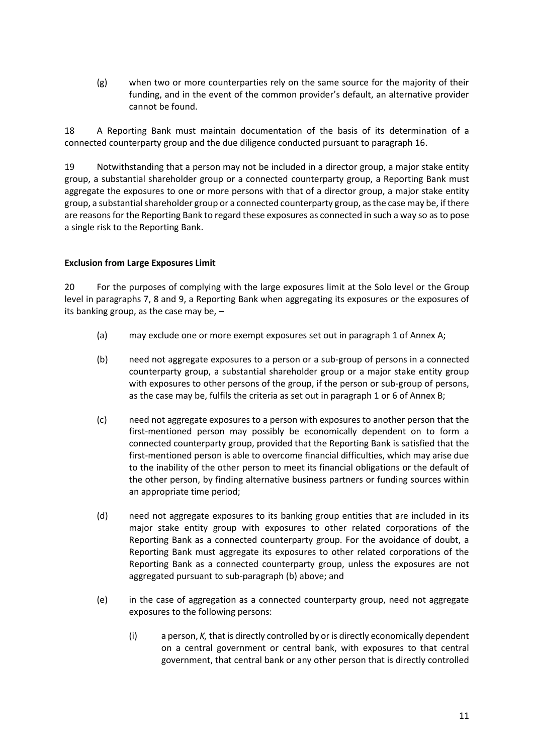(g) when two or more counterparties rely on the same source for the majority of their funding, and in the event of the common provider's default, an alternative provider cannot be found.

18 A Reporting Bank must maintain documentation of the basis of its determination of a connected counterparty group and the due diligence conducted pursuant to paragraph 16.

19 Notwithstanding that a person may not be included in a director group, a major stake entity group, a substantial shareholder group or a connected counterparty group, a Reporting Bank must aggregate the exposures to one or more persons with that of a director group, a major stake entity group, a substantial shareholder group or a connected counterparty group, as the case may be, if there are reasons for the Reporting Bank to regard these exposures as connected in such a way so as to pose a single risk to the Reporting Bank.

**Exclusion from Large Exposures Limit**

20 For the purposes of complying with the large exposures limit at the Solo level or the Group level in paragraphs 7, 8 and 9, a Reporting Bank when aggregating its exposures or the exposures of its banking group, as the case may be, –

(a) may exclude one or more exempt exposures set out in paragraph 1 of Annex A;

(b) need not aggregate exposures to a person or a sub-group of persons in a connected counterparty group, a substantial shareholder group or a major stake entity group with exposures to other persons of the group, if the person or sub-group of persons, as the case may be, fulfils the criteria as set out in paragraph 1 or 6 of Annex B;

(c) need not aggregate exposures to a person with exposures to another person that the first-mentioned person may possibly be economically dependent on to form a connected counterparty group, provided that the Reporting Bank is satisfied that the first-mentioned person is able to overcome financial difficulties, which may arise due to the inability of the other person to meet its financial obligations or the default of the other person, by finding alternative business partners or funding sources within an appropriate time period;

(d) need not aggregate exposures to its banking group entities that are included in its major stake entity group with exposures to other related corporations of the Reporting Bank as a connected counterparty group. For the avoidance of doubt, a Reporting Bank must aggregate its exposures to other related corporations of the Reporting Bank as a connected counterparty group, unless the exposures are not aggregated pursuant to sub-paragraph (b) above; and

(e) in the case of aggregation as a connected counterparty group, need not aggregate exposures to the following persons:

(i) a person, *K,* that is directly controlled by or is directly economically dependent on a central government or central bank, with exposures to that central government, that central bank or any other person that is directly controlled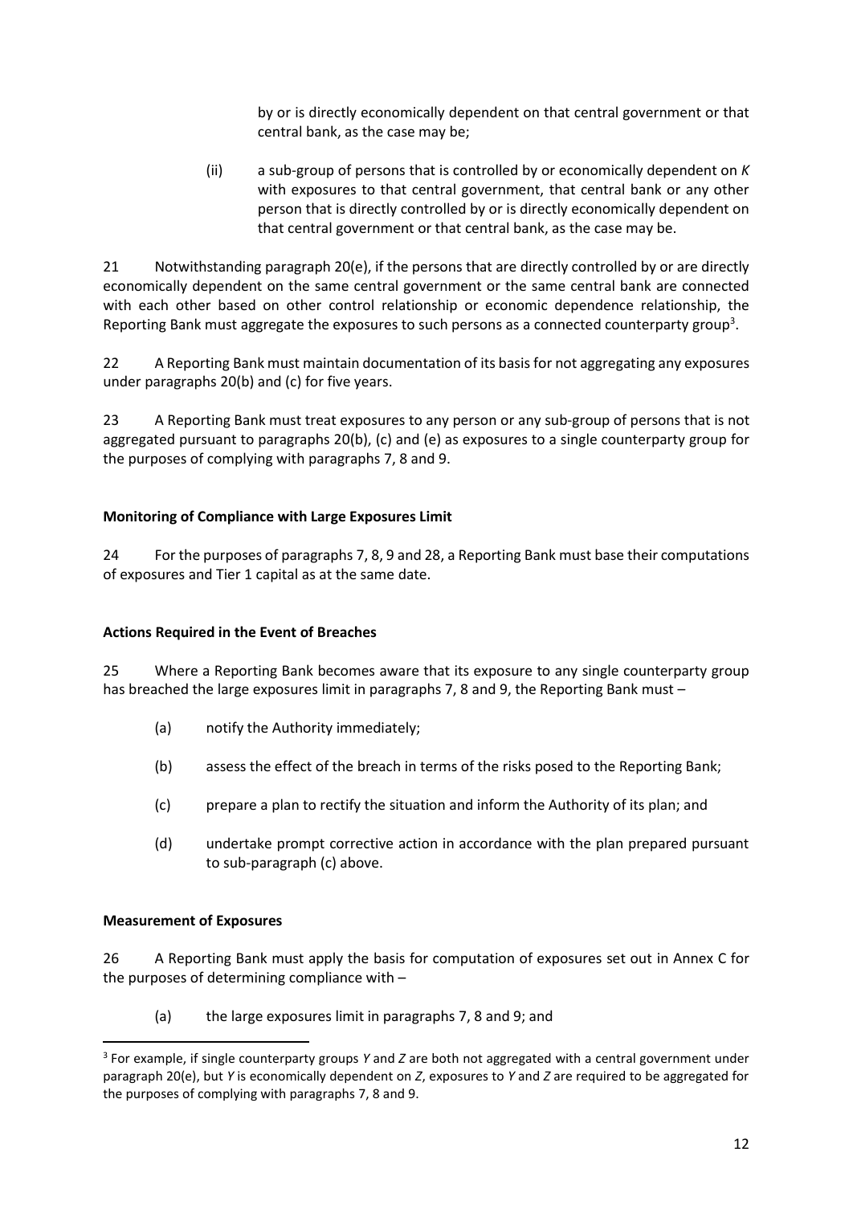by or is directly economically dependent on that central government or that central bank, as the case may be;

(ii) a sub-group of persons that is controlled by or economically dependent on *K* with exposures to that central government, that central bank or any other person that is directly controlled by or is directly economically dependent on that central government or that central bank, as the case may be.

21 Notwithstanding paragraph 20(e), if the persons that are directly controlled by or are directly economically dependent on the same central government or the same central bank are connected with each other based on other control relationship or economic dependence relationship, the Reporting Bank must aggregate the exposures to such persons as a connected counterparty group[3].

22 A Reporting Bank must maintain documentation of its basis for not aggregating any exposures under paragraphs 20(b) and (c) for five years.

23 A Reporting Bank must treat exposures to any person or any sub-group of persons that is not aggregated pursuant to paragraphs 20(b), (c) and (e) as exposures to a single counterparty group for the purposes of complying with paragraphs 7, 8 and 9.

**Monitoring of Compliance with Large Exposures Limit**

24 For the purposes of paragraphs 7, 8, 9 and 28, a Reporting Bank must base their computations of exposures and Tier 1 capital as at the same date.

**Actions Required in the Event of Breaches**

25 Where a Reporting Bank becomes aware that its exposure to any single counterparty group has breached the large exposures limit in paragraphs 7, 8 and 9, the Reporting Bank must –

(a) notify the Authority immediately;

(b) assess the effect of the breach in terms of the risks posed to the Reporting Bank;

(c) prepare a plan to rectify the situation and inform the Authority of its plan; and

(d) undertake prompt corrective action in accordance with the plan prepared pursuant to sub-paragraph (c) above.

**Measurement of Exposures**

26 A Reporting Bank must apply the basis for computation of exposures set out in Annex C for the purposes of determining compliance with –

(a) the large exposures limit in paragraphs 7, 8 and 9; and

[3] For example, if single counterparty groups *Y* and *Z* are both not aggregated with a central government under paragraph 20(e), but *Y* is economically dependent on *Z*, exposures to *Y* and *Z* are required to be aggregated for the purposes of complying with paragraphs 7, 8 and 9.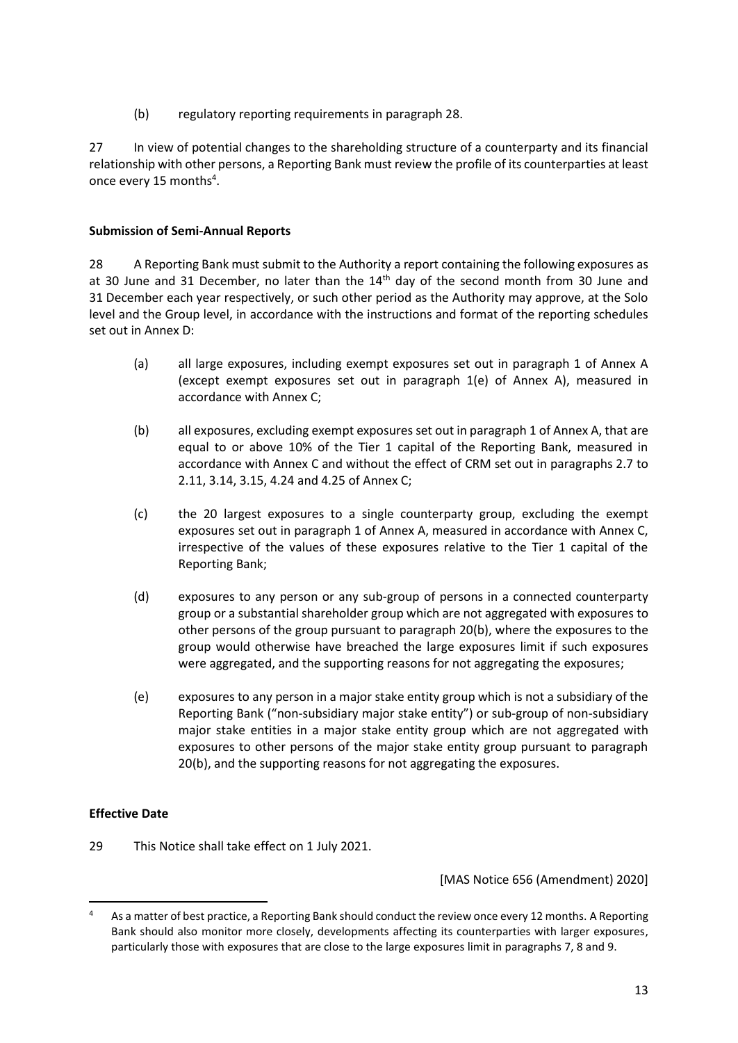(b) regulatory reporting requirements in paragraph 28.

27 In view of potential changes to the shareholding structure of a counterparty and its financial relationship with other persons, a Reporting Bank must review the profile of its counterparties at least once every 15 months[4].

**Submission of Semi-Annual Reports**

28 A Reporting Bank must submit to the Authority a report containing the following exposures as at 30 June and 31 December, no later than the 14th day of the second month from 30 June and 31 December each year respectively, or such other period as the Authority may approve, at the Solo level and the Group level, in accordance with the instructions and format of the reporting schedules set out in Annex D:

(a) all large exposures, including exempt exposures set out in paragraph 1 of Annex A (except exempt exposures set out in paragraph 1(e) of Annex A), measured in accordance with Annex C;

(b) all exposures, excluding exempt exposures set out in paragraph 1 of Annex A, that are equal to or above 10% of the Tier 1 capital of the Reporting Bank, measured in accordance with Annex C and without the effect of CRM set out in paragraphs 2.7 to 2.11, 3.14, 3.15, 4.24 and 4.25 of Annex C;

(c) the 20 largest exposures to a single counterparty group, excluding the exempt exposures set out in paragraph 1 of Annex A, measured in accordance with Annex C, irrespective of the values of these exposures relative to the Tier 1 capital of the Reporting Bank;

(d) exposures to any person or any sub-group of persons in a connected counterparty group or a substantial shareholder group which are not aggregated with exposures to other persons of the group pursuant to paragraph 20(b), where the exposures to the group would otherwise have breached the large exposures limit if such exposures were aggregated, and the supporting reasons for not aggregating the exposures;

(e) exposures to any person in a major stake entity group which is not a subsidiary of the Reporting Bank ("non-subsidiary major stake entity") or sub-group of non-subsidiary major stake entities in a major stake entity group which are not aggregated with exposures to other persons of the major stake entity group pursuant to paragraph 20(b), and the supporting reasons for not aggregating the exposures.

**Effective Date**

29 This Notice shall take effect on 1 July 2021.

[MAS Notice 656 (Amendment) 2020]

---

[4] As a matter of best practice, a Reporting Bank should conduct the review once every 12 months. A Reporting Bank should also monitor more closely, developments affecting its counterparties with larger exposures, particularly those with exposures that are close to the large exposures limit in paragraphs 7, 8 and 9.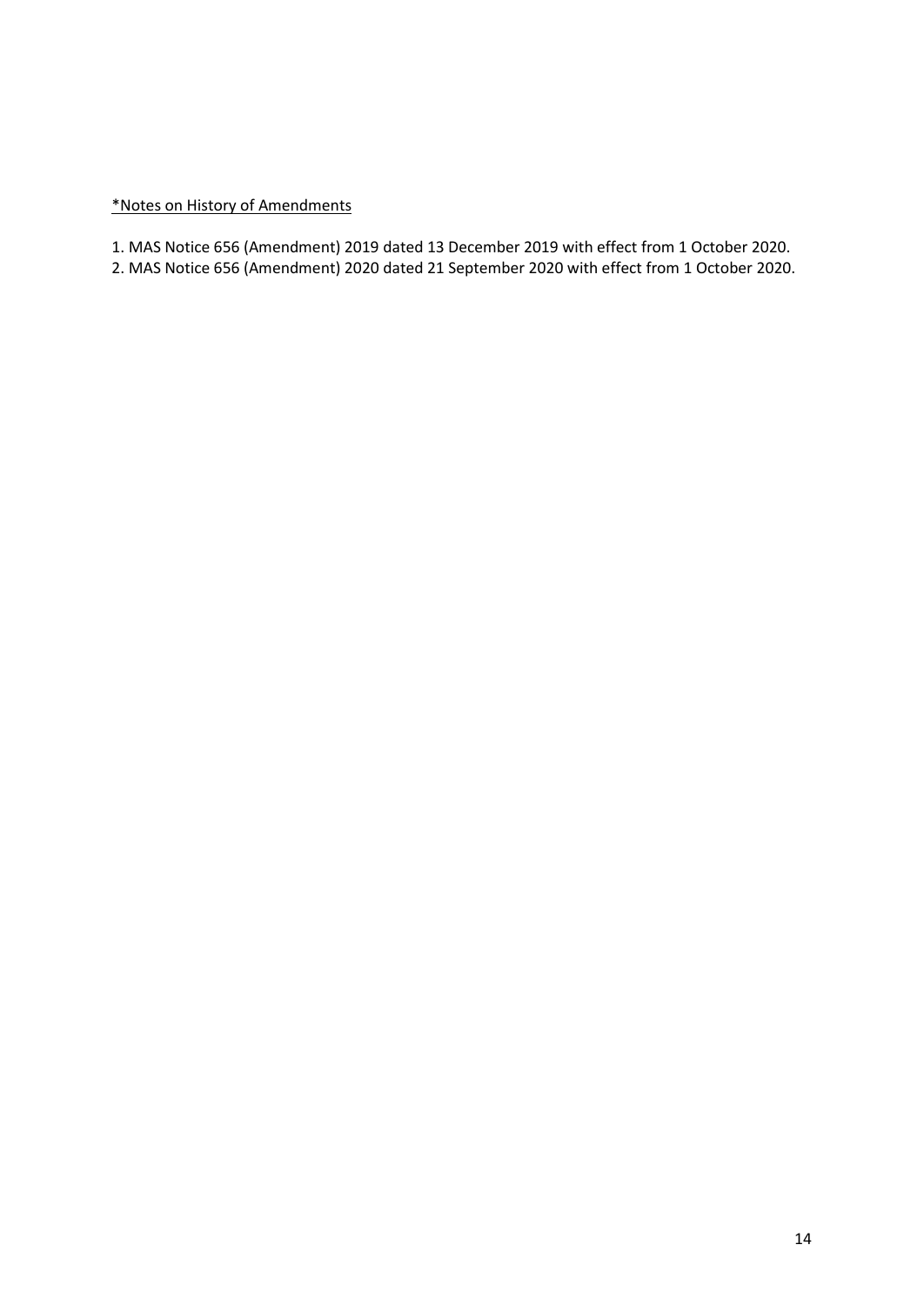<u>*Notes on History of Amendments</u>

1. MAS Notice 656 (Amendment) 2019 dated 13 December 2019 with effect from 1 October 2020.
2. MAS Notice 656 (Amendment) 2020 dated 21 September 2020 with effect from 1 October 2020.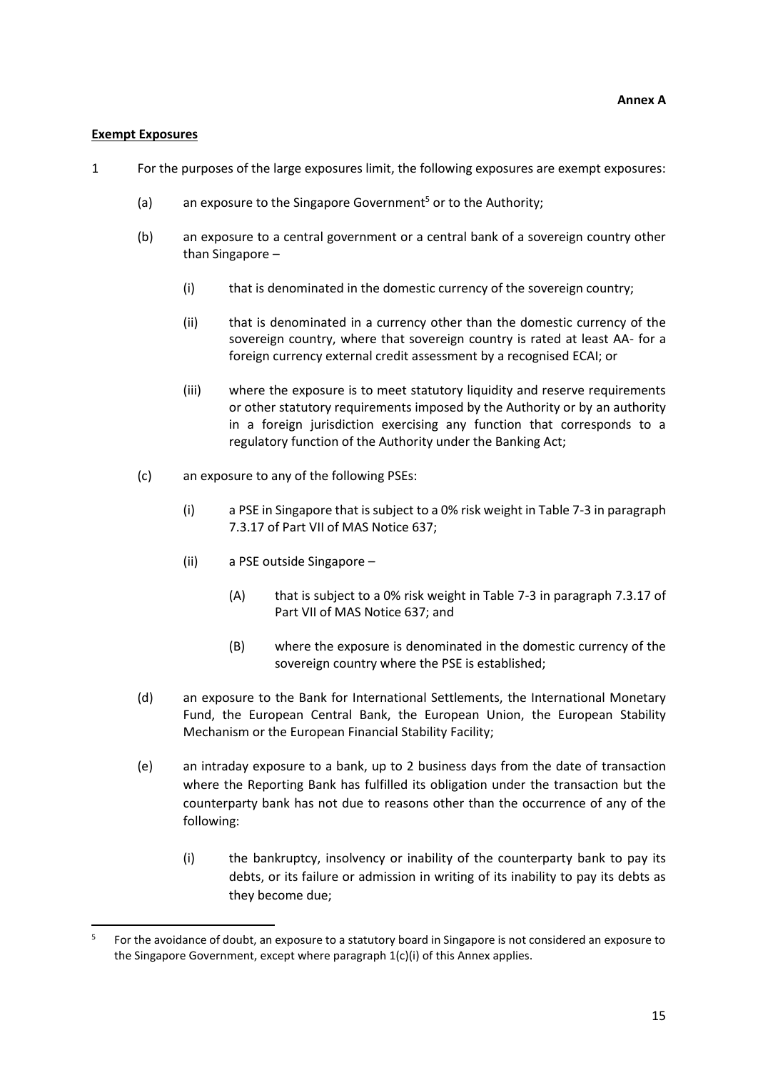**Annex A**

**Exempt Exposures**

1 For the purposes of the large exposures limit, the following exposures are exempt exposures:

(a) an exposure to the Singapore Government[5] or to the Authority;

(b) an exposure to a central government or a central bank of a sovereign country other than Singapore –

(i) that is denominated in the domestic currency of the sovereign country;

(ii) that is denominated in a currency other than the domestic currency of the sovereign country, where that sovereign country is rated at least AA- for a foreign currency external credit assessment by a recognised ECAI; or

(iii) where the exposure is to meet statutory liquidity and reserve requirements or other statutory requirements imposed by the Authority or by an authority in a foreign jurisdiction exercising any function that corresponds to a regulatory function of the Authority under the Banking Act;

(c) an exposure to any of the following PSEs:

(i) a PSE in Singapore that is subject to a 0% risk weight in Table 7-3 in paragraph 7.3.17 of Part VII of MAS Notice 637;

(ii) a PSE outside Singapore –

(A) that is subject to a 0% risk weight in Table 7-3 in paragraph 7.3.17 of Part VII of MAS Notice 637; and

(B) where the exposure is denominated in the domestic currency of the sovereign country where the PSE is established;

(d) an exposure to the Bank for International Settlements, the International Monetary Fund, the European Central Bank, the European Union, the European Stability Mechanism or the European Financial Stability Facility;

(e) an intraday exposure to a bank, up to 2 business days from the date of transaction where the Reporting Bank has fulfilled its obligation under the transaction but the counterparty bank has not due to reasons other than the occurrence of any of the following:

(i) the bankruptcy, insolvency or inability of the counterparty bank to pay its debts, or its failure or admission in writing of its inability to pay its debts as they become due;

---

[5] For the avoidance of doubt, an exposure to a statutory board in Singapore is not considered an exposure to the Singapore Government, except where paragraph 1(c)(i) of this Annex applies.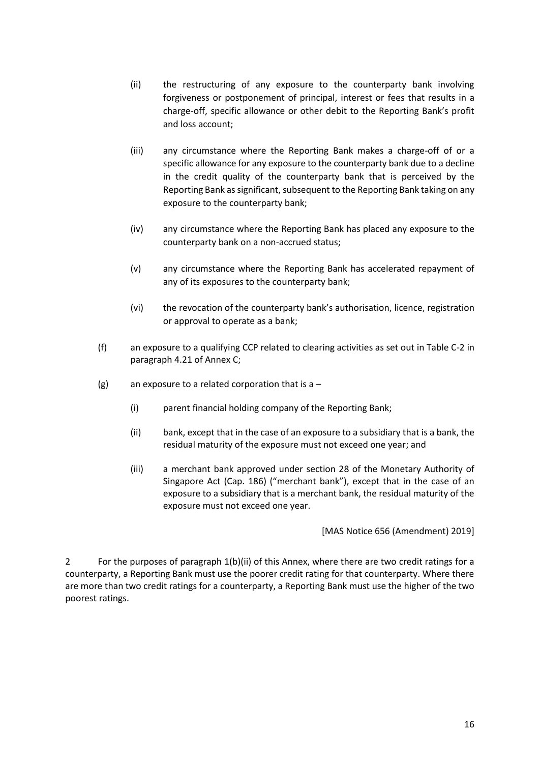(ii) the restructuring of any exposure to the counterparty bank involving forgiveness or postponement of principal, interest or fees that results in a charge-off, specific allowance or other debit to the Reporting Bank's profit and loss account;

(iii) any circumstance where the Reporting Bank makes a charge-off of or a specific allowance for any exposure to the counterparty bank due to a decline in the credit quality of the counterparty bank that is perceived by the Reporting Bank as significant, subsequent to the Reporting Bank taking on any exposure to the counterparty bank;

(iv) any circumstance where the Reporting Bank has placed any exposure to the counterparty bank on a non-accrued status;

(v) any circumstance where the Reporting Bank has accelerated repayment of any of its exposures to the counterparty bank;

(vi) the revocation of the counterparty bank's authorisation, licence, registration or approval to operate as a bank;

(f) an exposure to a qualifying CCP related to clearing activities as set out in Table C-2 in paragraph 4.21 of Annex C;

(g) an exposure to a related corporation that is a –

(i) parent financial holding company of the Reporting Bank;

(ii) bank, except that in the case of an exposure to a subsidiary that is a bank, the residual maturity of the exposure must not exceed one year; and

(iii) a merchant bank approved under section 28 of the Monetary Authority of Singapore Act (Cap. 186) ("merchant bank"), except that in the case of an exposure to a subsidiary that is a merchant bank, the residual maturity of the exposure must not exceed one year.

[MAS Notice 656 (Amendment) 2019]

2 For the purposes of paragraph 1(b)(ii) of this Annex, where there are two credit ratings for a counterparty, a Reporting Bank must use the poorer credit rating for that counterparty. Where there are more than two credit ratings for a counterparty, a Reporting Bank must use the higher of the two poorest ratings.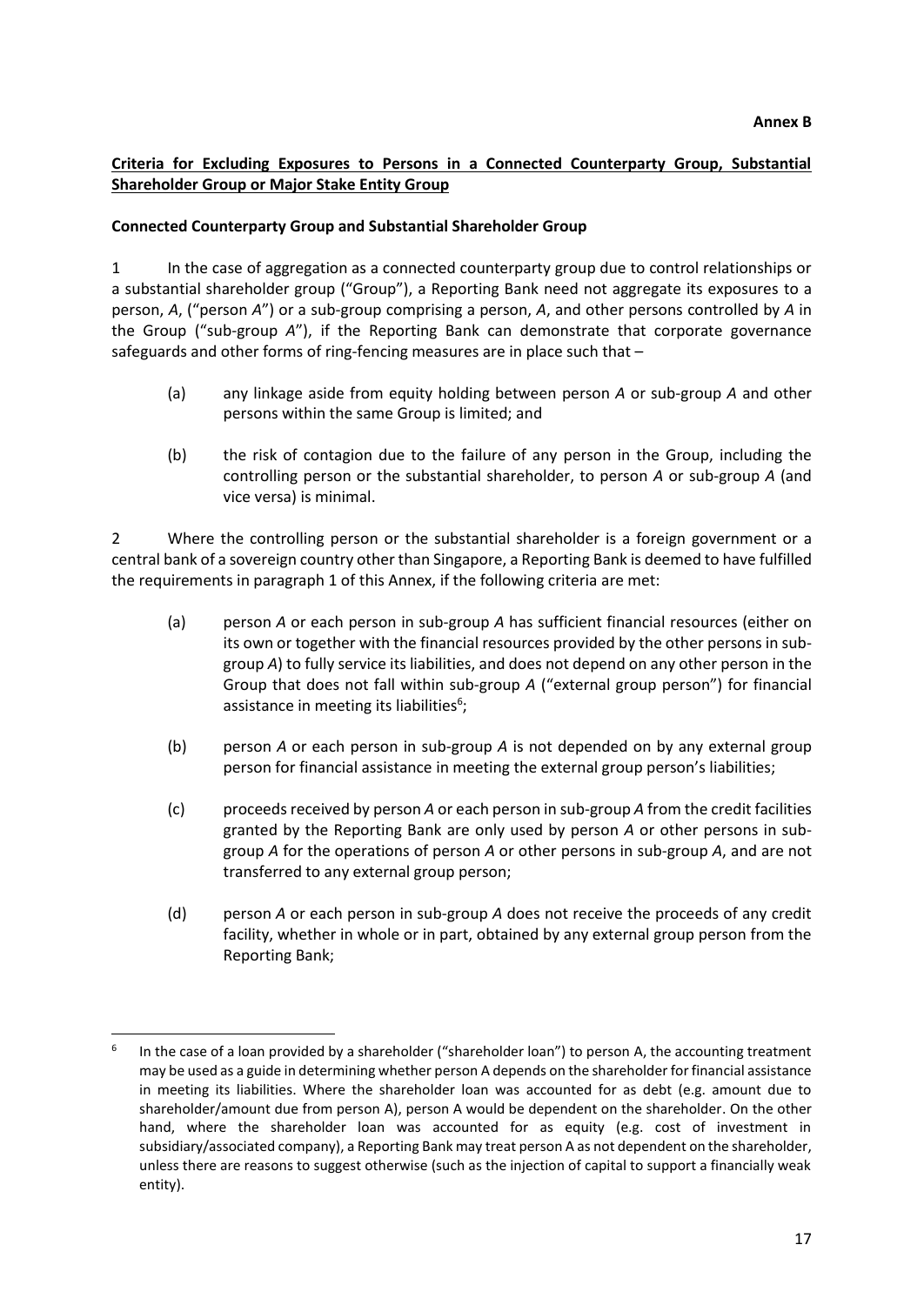**Annex B**

**Criteria for Excluding Exposures to Persons in a Connected Counterparty Group, Substantial Shareholder Group or Major Stake Entity Group**

**Connected Counterparty Group and Substantial Shareholder Group**

1 In the case of aggregation as a connected counterparty group due to control relationships or a substantial shareholder group ("Group"), a Reporting Bank need not aggregate its exposures to a person, *A*, ("person *A*") or a sub-group comprising a person, *A*, and other persons controlled by *A* in the Group ("sub-group *A*"), if the Reporting Bank can demonstrate that corporate governance safeguards and other forms of ring-fencing measures are in place such that –

(a) any linkage aside from equity holding between person *A* or sub-group *A* and other persons within the same Group is limited; and

(b) the risk of contagion due to the failure of any person in the Group, including the controlling person or the substantial shareholder, to person *A* or sub-group *A* (and vice versa) is minimal.

2 Where the controlling person or the substantial shareholder is a foreign government or a central bank of a sovereign country other than Singapore, a Reporting Bank is deemed to have fulfilled the requirements in paragraph 1 of this Annex, if the following criteria are met:

(a) person *A* or each person in sub-group *A* has sufficient financial resources (either on its own or together with the financial resources provided by the other persons in sub-group *A*) to fully service its liabilities, and does not depend on any other person in the Group that does not fall within sub-group *A* ("external group person") for financial assistance in meeting its liabilities[6];

(b) person *A* or each person in sub-group *A* is not depended on by any external group person for financial assistance in meeting the external group person's liabilities;

(c) proceeds received by person *A* or each person in sub-group *A* from the credit facilities granted by the Reporting Bank are only used by person *A* or other persons in sub-group *A* for the operations of person *A* or other persons in sub-group *A*, and are not transferred to any external group person;

(d) person *A* or each person in sub-group *A* does not receive the proceeds of any credit facility, whether in whole or in part, obtained by any external group person from the Reporting Bank;

---

[6] In the case of a loan provided by a shareholder ("shareholder loan") to person A, the accounting treatment may be used as a guide in determining whether person A depends on the shareholder for financial assistance in meeting its liabilities. Where the shareholder loan was accounted for as debt (e.g. amount due to shareholder/amount due from person A), person A would be dependent on the shareholder. On the other hand, where the shareholder loan was accounted for as equity (e.g. cost of investment in subsidiary/associated company), a Reporting Bank may treat person A as not dependent on the shareholder, unless there are reasons to suggest otherwise (such as the injection of capital to support a financially weak entity).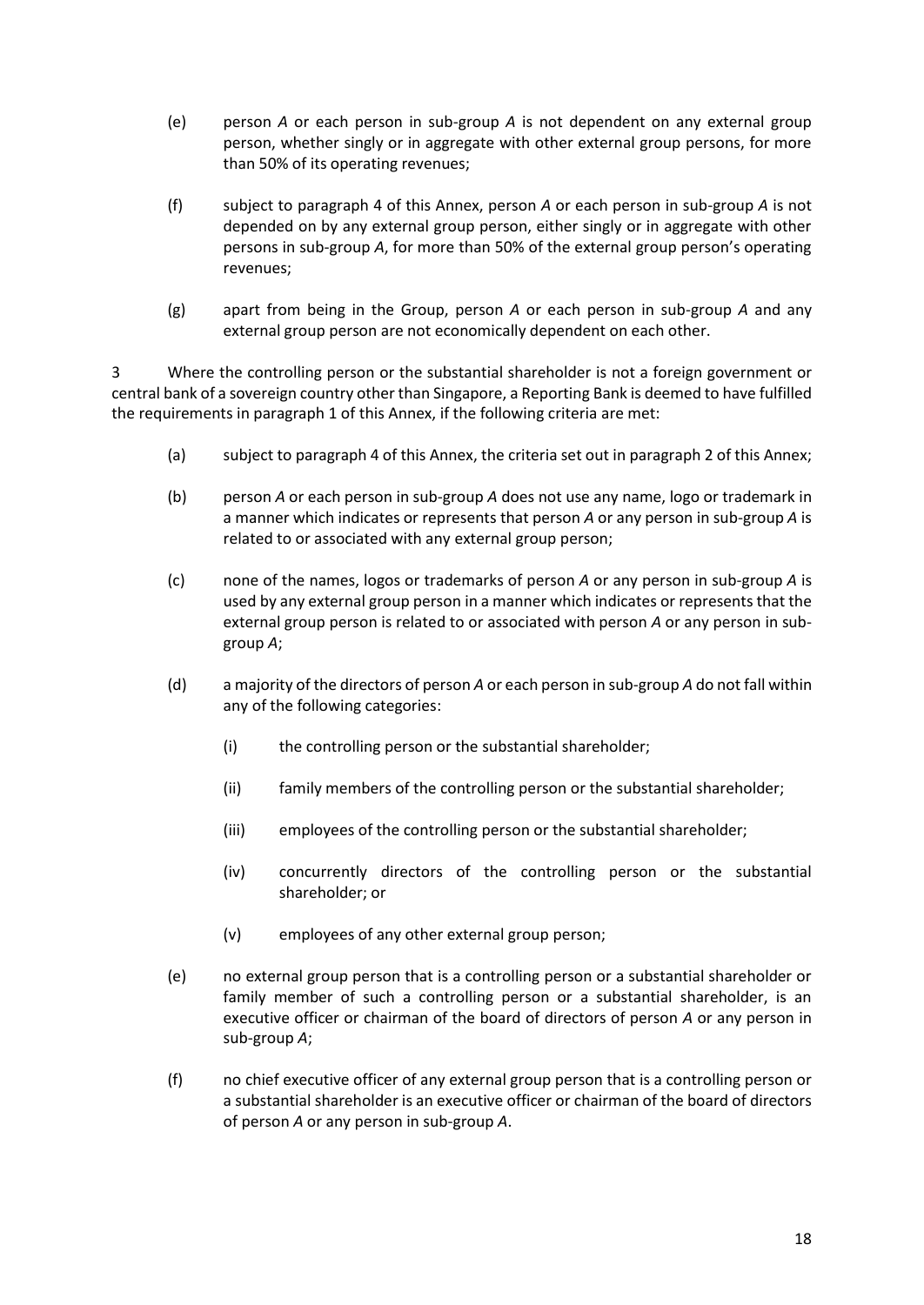(e) person *A* or each person in sub-group *A* is not dependent on any external group person, whether singly or in aggregate with other external group persons, for more than 50% of its operating revenues;

(f) subject to paragraph 4 of this Annex, person *A* or each person in sub-group *A* is not depended on by any external group person, either singly or in aggregate with other persons in sub-group *A*, for more than 50% of the external group person's operating revenues;

(g) apart from being in the Group, person *A* or each person in sub-group *A* and any external group person are not economically dependent on each other.

3 Where the controlling person or the substantial shareholder is not a foreign government or central bank of a sovereign country other than Singapore, a Reporting Bank is deemed to have fulfilled the requirements in paragraph 1 of this Annex, if the following criteria are met:

(a) subject to paragraph 4 of this Annex, the criteria set out in paragraph 2 of this Annex;

(b) person *A* or each person in sub-group *A* does not use any name, logo or trademark in a manner which indicates or represents that person *A* or any person in sub-group *A* is related to or associated with any external group person;

(c) none of the names, logos or trademarks of person *A* or any person in sub-group *A* is used by any external group person in a manner which indicates or represents that the external group person is related to or associated with person *A* or any person in sub-group *A*;

(d) a majority of the directors of person *A* or each person in sub-group *A* do not fall within any of the following categories:

   (i) the controlling person or the substantial shareholder;

   (ii) family members of the controlling person or the substantial shareholder;

   (iii) employees of the controlling person or the substantial shareholder;

   (iv) concurrently directors of the controlling person or the substantial shareholder; or

   (v) employees of any other external group person;

(e) no external group person that is a controlling person or a substantial shareholder or family member of such a controlling person or a substantial shareholder, is an executive officer or chairman of the board of directors of person *A* or any person in sub-group *A*;

(f) no chief executive officer of any external group person that is a controlling person or a substantial shareholder is an executive officer or chairman of the board of directors of person *A* or any person in sub-group *A*.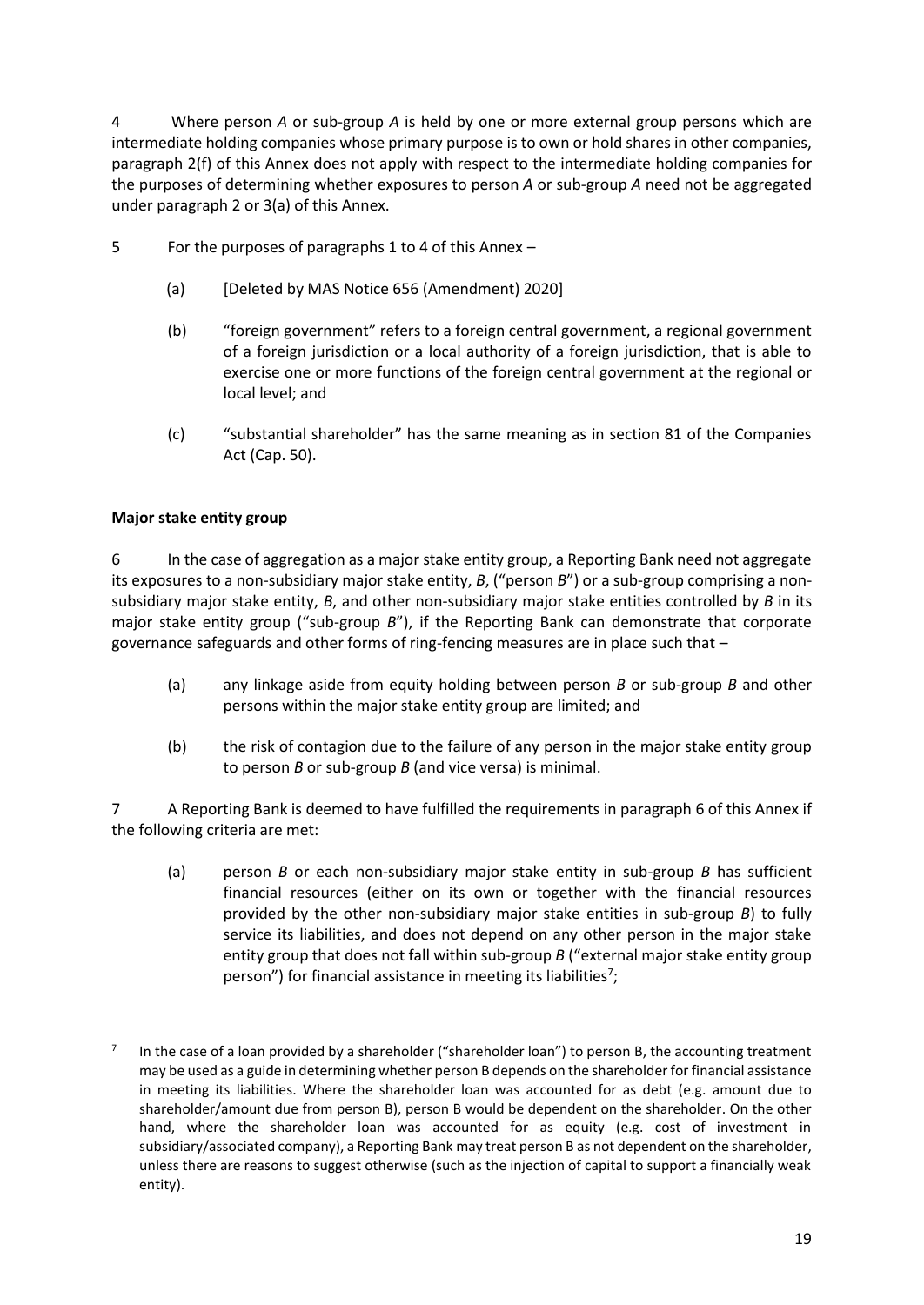4 Where person *A* or sub-group *A* is held by one or more external group persons which are intermediate holding companies whose primary purpose is to own or hold shares in other companies, paragraph 2(f) of this Annex does not apply with respect to the intermediate holding companies for the purposes of determining whether exposures to person *A* or sub-group *A* need not be aggregated under paragraph 2 or 3(a) of this Annex.

5 For the purposes of paragraphs 1 to 4 of this Annex –

(a) [Deleted by MAS Notice 656 (Amendment) 2020]

(b) "foreign government" refers to a foreign central government, a regional government of a foreign jurisdiction or a local authority of a foreign jurisdiction, that is able to exercise one or more functions of the foreign central government at the regional or local level; and

(c) "substantial shareholder" has the same meaning as in section 81 of the Companies Act (Cap. 50).

**Major stake entity group**

6 In the case of aggregation as a major stake entity group, a Reporting Bank need not aggregate its exposures to a non-subsidiary major stake entity, *B*, ("person *B*") or a sub-group comprising a non-subsidiary major stake entity, *B*, and other non-subsidiary major stake entities controlled by *B* in its major stake entity group ("sub-group *B*"), if the Reporting Bank can demonstrate that corporate governance safeguards and other forms of ring-fencing measures are in place such that –

(a) any linkage aside from equity holding between person *B* or sub-group *B* and other persons within the major stake entity group are limited; and

(b) the risk of contagion due to the failure of any person in the major stake entity group to person *B* or sub-group *B* (and vice versa) is minimal.

7 A Reporting Bank is deemed to have fulfilled the requirements in paragraph 6 of this Annex if the following criteria are met:

(a) person *B* or each non-subsidiary major stake entity in sub-group *B* has sufficient financial resources (either on its own or together with the financial resources provided by the other non-subsidiary major stake entities in sub-group *B*) to fully service its liabilities, and does not depend on any other person in the major stake entity group that does not fall within sub-group *B* ("external major stake entity group person") for financial assistance in meeting its liabilities[7];

---

[7] In the case of a loan provided by a shareholder ("shareholder loan") to person B, the accounting treatment may be used as a guide in determining whether person B depends on the shareholder for financial assistance in meeting its liabilities. Where the shareholder loan was accounted for as debt (e.g. amount due to shareholder/amount due from person B), person B would be dependent on the shareholder. On the other hand, where the shareholder loan was accounted for as equity (e.g. cost of investment in subsidiary/associated company), a Reporting Bank may treat person B as not dependent on the shareholder, unless there are reasons to suggest otherwise (such as the injection of capital to support a financially weak entity).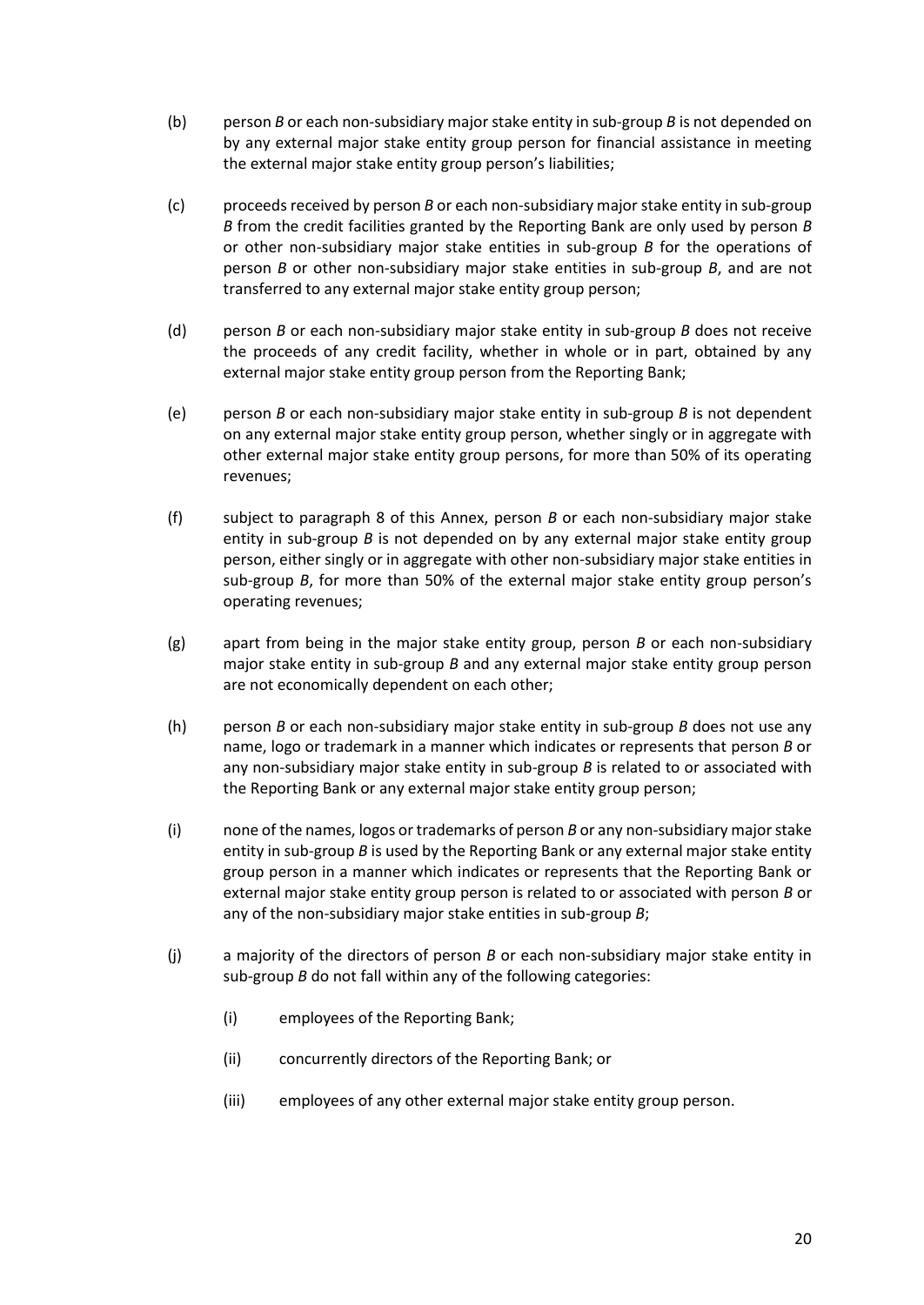(b) person *B* or each non-subsidiary major stake entity in sub-group *B* is not depended on by any external major stake entity group person for financial assistance in meeting the external major stake entity group person's liabilities;

(c) proceeds received by person *B* or each non-subsidiary major stake entity in sub-group *B* from the credit facilities granted by the Reporting Bank are only used by person *B* or other non-subsidiary major stake entities in sub-group *B* for the operations of person *B* or other non-subsidiary major stake entities in sub-group *B*, and are not transferred to any external major stake entity group person;

(d) person *B* or each non-subsidiary major stake entity in sub-group *B* does not receive the proceeds of any credit facility, whether in whole or in part, obtained by any external major stake entity group person from the Reporting Bank;

(e) person *B* or each non-subsidiary major stake entity in sub-group *B* is not dependent on any external major stake entity group person, whether singly or in aggregate with other external major stake entity group persons, for more than 50% of its operating revenues;

(f) subject to paragraph 8 of this Annex, person *B* or each non-subsidiary major stake entity in sub-group *B* is not depended on by any external major stake entity group person, either singly or in aggregate with other non-subsidiary major stake entities in sub-group *B*, for more than 50% of the external major stake entity group person's operating revenues;

(g) apart from being in the major stake entity group, person *B* or each non-subsidiary major stake entity in sub-group *B* and any external major stake entity group person are not economically dependent on each other;

(h) person *B* or each non-subsidiary major stake entity in sub-group *B* does not use any name, logo or trademark in a manner which indicates or represents that person *B* or any non-subsidiary major stake entity in sub-group *B* is related to or associated with the Reporting Bank or any external major stake entity group person;

(i) none of the names, logos or trademarks of person *B* or any non-subsidiary major stake entity in sub-group *B* is used by the Reporting Bank or any external major stake entity group person in a manner which indicates or represents that the Reporting Bank or external major stake entity group person is related to or associated with person *B* or any of the non-subsidiary major stake entities in sub-group *B*;

(j) a majority of the directors of person *B* or each non-subsidiary major stake entity in sub-group *B* do not fall within any of the following categories:

   (i) employees of the Reporting Bank;

   (ii) concurrently directors of the Reporting Bank; or

   (iii) employees of any other external major stake entity group person.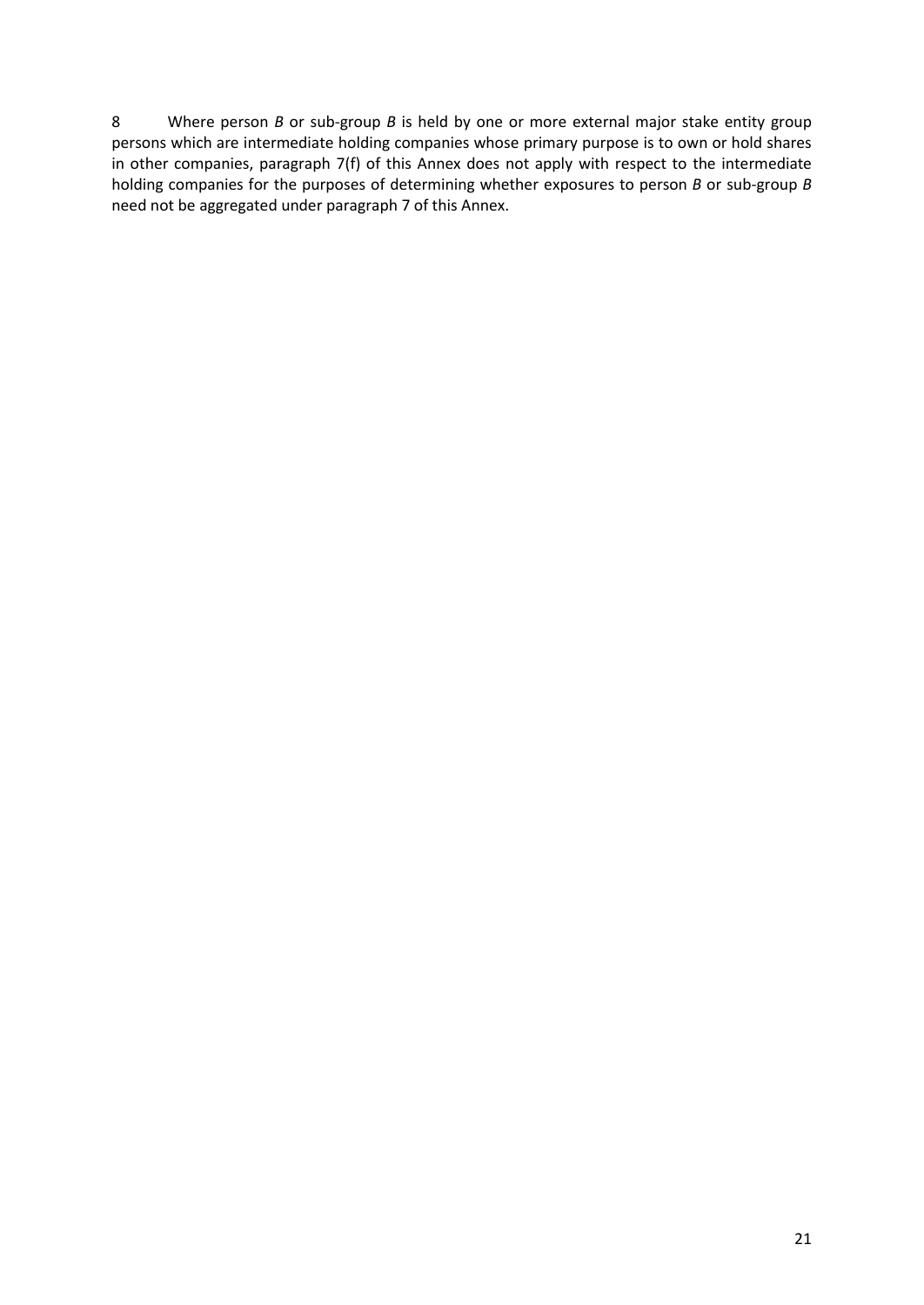8 Where person *B* or sub-group *B* is held by one or more external major stake entity group persons which are intermediate holding companies whose primary purpose is to own or hold shares in other companies, paragraph 7(f) of this Annex does not apply with respect to the intermediate holding companies for the purposes of determining whether exposures to person *B* or sub-group *B* need not be aggregated under paragraph 7 of this Annex.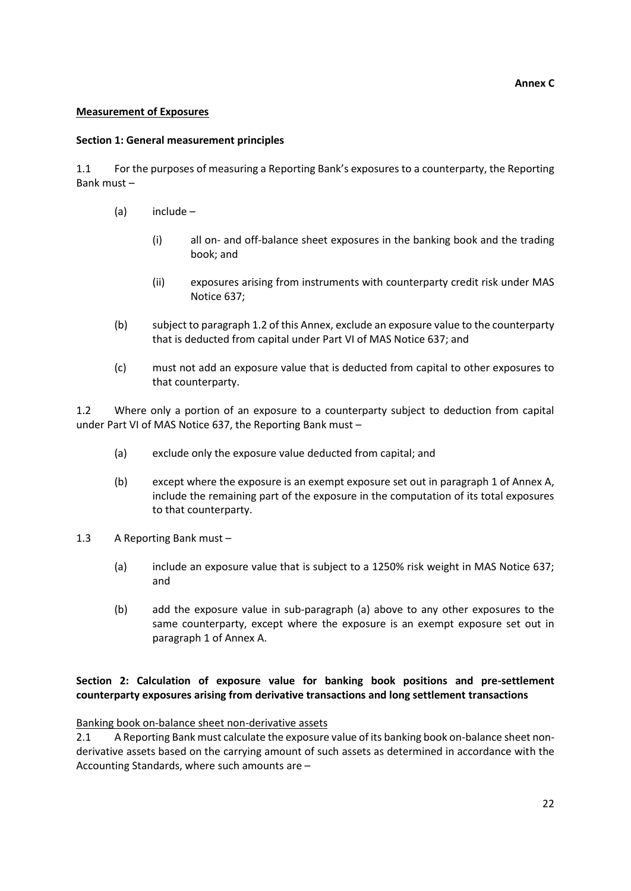**Annex C**

**Measurement of Exposures**

**Section 1: General measurement principles**

1.1 For the purposes of measuring a Reporting Bank's exposures to a counterparty, the Reporting Bank must –

> (a) include –
>
> > (i) all on- and off-balance sheet exposures in the banking book and the trading book; and
> >
> > (ii) exposures arising from instruments with counterparty credit risk under MAS Notice 637;
>
> (b) subject to paragraph 1.2 of this Annex, exclude an exposure value to the counterparty that is deducted from capital under Part VI of MAS Notice 637; and
>
> (c) must not add an exposure value that is deducted from capital to other exposures to that counterparty.

1.2 Where only a portion of an exposure to a counterparty subject to deduction from capital under Part VI of MAS Notice 637, the Reporting Bank must –

> (a) exclude only the exposure value deducted from capital; and
>
> (b) except where the exposure is an exempt exposure set out in paragraph 1 of Annex A, include the remaining part of the exposure in the computation of its total exposures to that counterparty.

1.3 A Reporting Bank must –

> (a) include an exposure value that is subject to a 1250% risk weight in MAS Notice 637; and
>
> (b) add the exposure value in sub-paragraph (a) above to any other exposures to the same counterparty, except where the exposure is an exempt exposure set out in paragraph 1 of Annex A.

**Section 2: Calculation of exposure value for banking book positions and pre-settlement counterparty exposures arising from derivative transactions and long settlement transactions**

Banking book on-balance sheet non-derivative assets

2.1 A Reporting Bank must calculate the exposure value of its banking book on-balance sheet non-derivative assets based on the carrying amount of such assets as determined in accordance with the Accounting Standards, where such amounts are –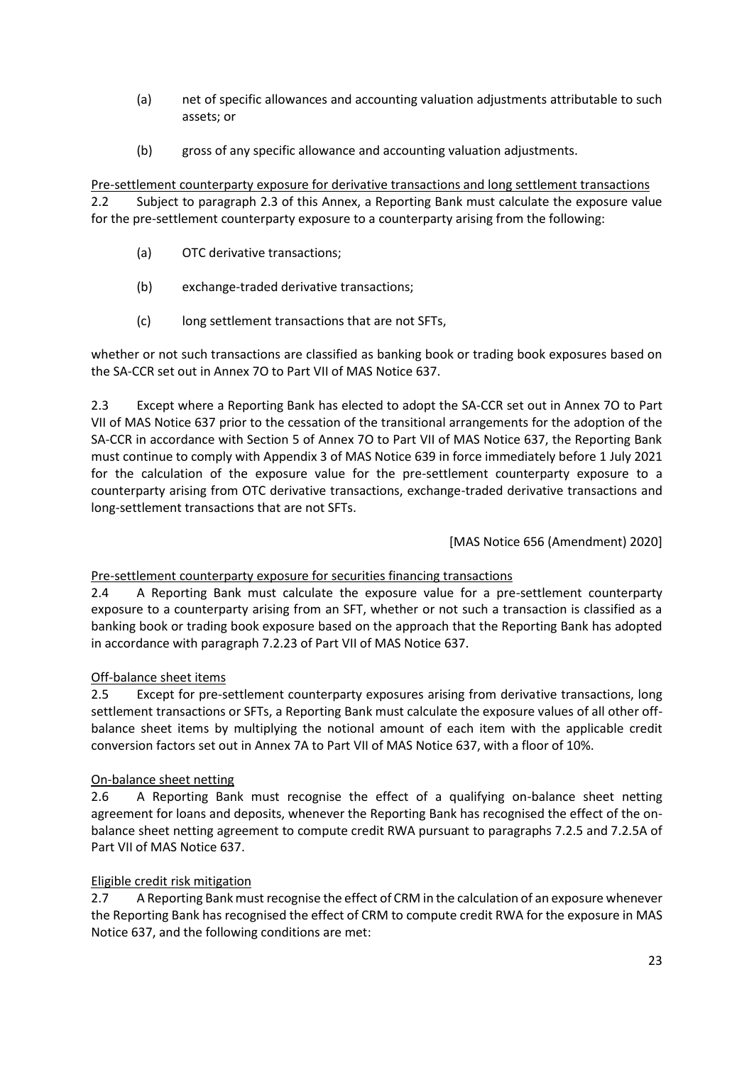(a) net of specific allowances and accounting valuation adjustments attributable to such assets; or

(b) gross of any specific allowance and accounting valuation adjustments.

Pre-settlement counterparty exposure for derivative transactions and long settlement transactions

2.2 Subject to paragraph 2.3 of this Annex, a Reporting Bank must calculate the exposure value for the pre-settlement counterparty exposure to a counterparty arising from the following:

(a) OTC derivative transactions;

(b) exchange-traded derivative transactions;

(c) long settlement transactions that are not SFTs,

whether or not such transactions are classified as banking book or trading book exposures based on the SA-CCR set out in Annex 7O to Part VII of MAS Notice 637.

2.3 Except where a Reporting Bank has elected to adopt the SA-CCR set out in Annex 7O to Part VII of MAS Notice 637 prior to the cessation of the transitional arrangements for the adoption of the SA-CCR in accordance with Section 5 of Annex 7O to Part VII of MAS Notice 637, the Reporting Bank must continue to comply with Appendix 3 of MAS Notice 639 in force immediately before 1 July 2021 for the calculation of the exposure value for the pre-settlement counterparty exposure to a counterparty arising from OTC derivative transactions, exchange-traded derivative transactions and long-settlement transactions that are not SFTs.

[MAS Notice 656 (Amendment) 2020]

Pre-settlement counterparty exposure for securities financing transactions

2.4 A Reporting Bank must calculate the exposure value for a pre-settlement counterparty exposure to a counterparty arising from an SFT, whether or not such a transaction is classified as a banking book or trading book exposure based on the approach that the Reporting Bank has adopted in accordance with paragraph 7.2.23 of Part VII of MAS Notice 637.

Off-balance sheet items

2.5 Except for pre-settlement counterparty exposures arising from derivative transactions, long settlement transactions or SFTs, a Reporting Bank must calculate the exposure values of all other off-balance sheet items by multiplying the notional amount of each item with the applicable credit conversion factors set out in Annex 7A to Part VII of MAS Notice 637, with a floor of 10%.

On-balance sheet netting

2.6 A Reporting Bank must recognise the effect of a qualifying on-balance sheet netting agreement for loans and deposits, whenever the Reporting Bank has recognised the effect of the on-balance sheet netting agreement to compute credit RWA pursuant to paragraphs 7.2.5 and 7.2.5A of Part VII of MAS Notice 637.

Eligible credit risk mitigation

2.7 A Reporting Bank must recognise the effect of CRM in the calculation of an exposure whenever the Reporting Bank has recognised the effect of CRM to compute credit RWA for the exposure in MAS Notice 637, and the following conditions are met: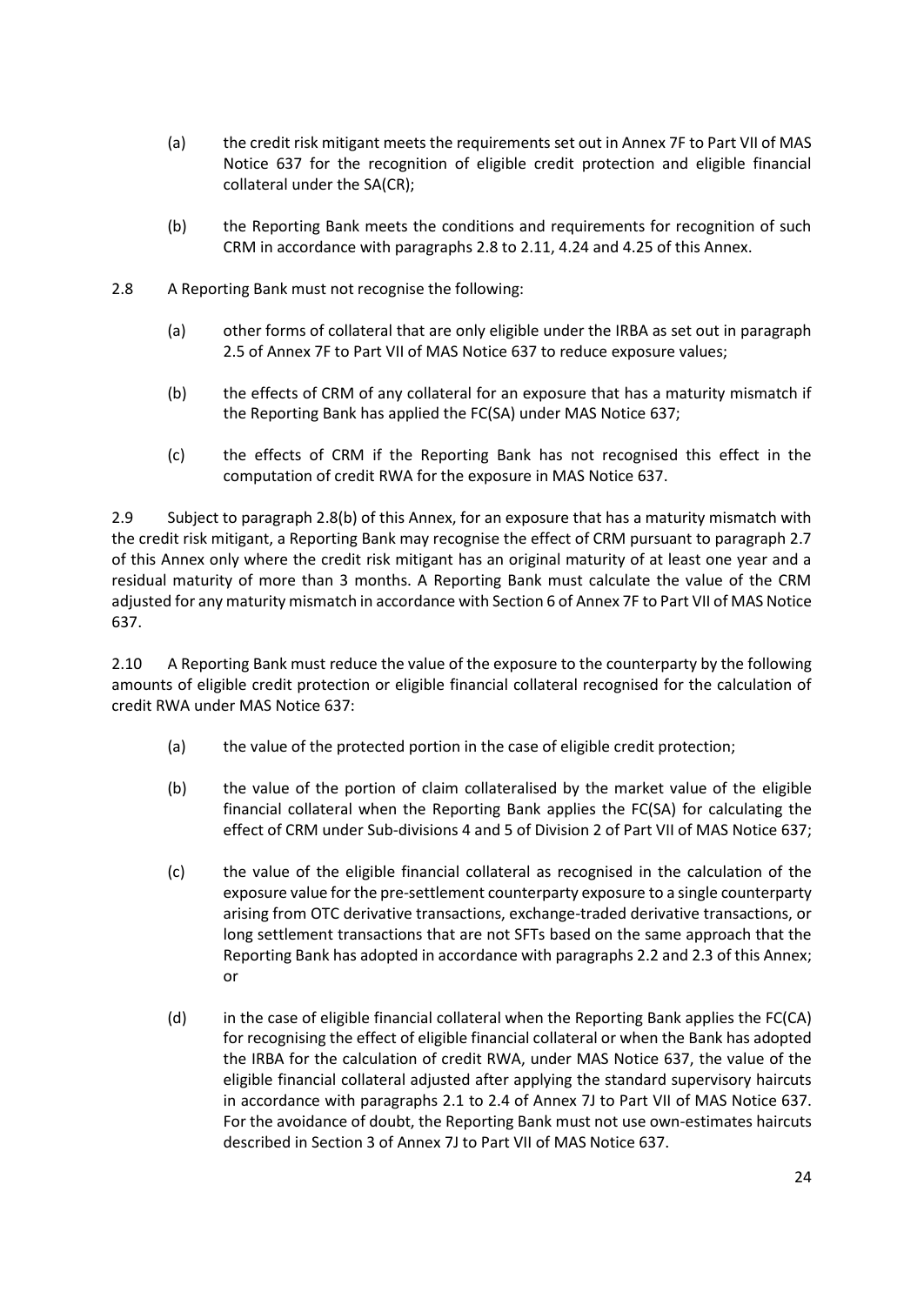(a) the credit risk mitigant meets the requirements set out in Annex 7F to Part VII of MAS Notice 637 for the recognition of eligible credit protection and eligible financial collateral under the SA(CR);

(b) the Reporting Bank meets the conditions and requirements for recognition of such CRM in accordance with paragraphs 2.8 to 2.11, 4.24 and 4.25 of this Annex.

2.8 A Reporting Bank must not recognise the following:

(a) other forms of collateral that are only eligible under the IRBA as set out in paragraph 2.5 of Annex 7F to Part VII of MAS Notice 637 to reduce exposure values;

(b) the effects of CRM of any collateral for an exposure that has a maturity mismatch if the Reporting Bank has applied the FC(SA) under MAS Notice 637;

(c) the effects of CRM if the Reporting Bank has not recognised this effect in the computation of credit RWA for the exposure in MAS Notice 637.

2.9 Subject to paragraph 2.8(b) of this Annex, for an exposure that has a maturity mismatch with the credit risk mitigant, a Reporting Bank may recognise the effect of CRM pursuant to paragraph 2.7 of this Annex only where the credit risk mitigant has an original maturity of at least one year and a residual maturity of more than 3 months. A Reporting Bank must calculate the value of the CRM adjusted for any maturity mismatch in accordance with Section 6 of Annex 7F to Part VII of MAS Notice 637.

2.10 A Reporting Bank must reduce the value of the exposure to the counterparty by the following amounts of eligible credit protection or eligible financial collateral recognised for the calculation of credit RWA under MAS Notice 637:

(a) the value of the protected portion in the case of eligible credit protection;

(b) the value of the portion of claim collateralised by the market value of the eligible financial collateral when the Reporting Bank applies the FC(SA) for calculating the effect of CRM under Sub-divisions 4 and 5 of Division 2 of Part VII of MAS Notice 637;

(c) the value of the eligible financial collateral as recognised in the calculation of the exposure value for the pre-settlement counterparty exposure to a single counterparty arising from OTC derivative transactions, exchange-traded derivative transactions, or long settlement transactions that are not SFTs based on the same approach that the Reporting Bank has adopted in accordance with paragraphs 2.2 and 2.3 of this Annex; or

(d) in the case of eligible financial collateral when the Reporting Bank applies the FC(CA) for recognising the effect of eligible financial collateral or when the Bank has adopted the IRBA for the calculation of credit RWA, under MAS Notice 637, the value of the eligible financial collateral adjusted after applying the standard supervisory haircuts in accordance with paragraphs 2.1 to 2.4 of Annex 7J to Part VII of MAS Notice 637. For the avoidance of doubt, the Reporting Bank must not use own-estimates haircuts described in Section 3 of Annex 7J to Part VII of MAS Notice 637.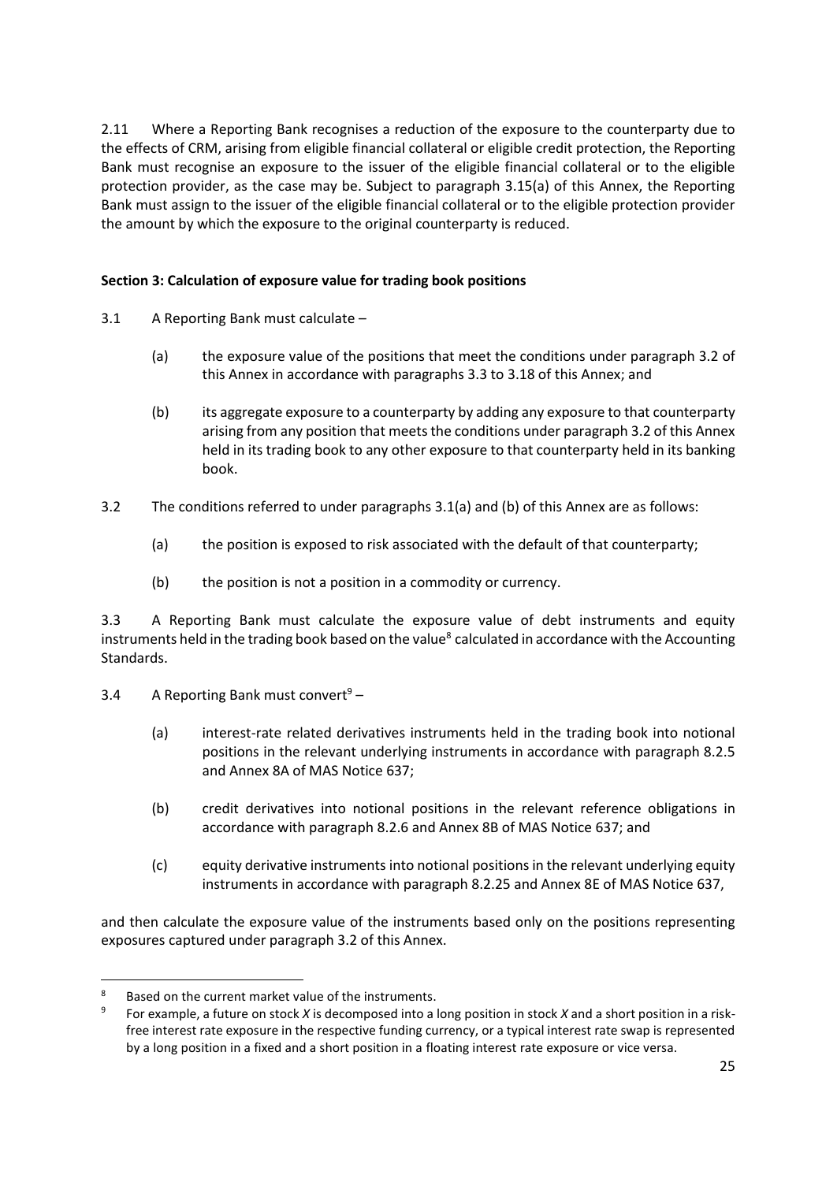2.11 Where a Reporting Bank recognises a reduction of the exposure to the counterparty due to the effects of CRM, arising from eligible financial collateral or eligible credit protection, the Reporting Bank must recognise an exposure to the issuer of the eligible financial collateral or to the eligible protection provider, as the case may be. Subject to paragraph 3.15(a) of this Annex, the Reporting Bank must assign to the issuer of the eligible financial collateral or to the eligible protection provider the amount by which the exposure to the original counterparty is reduced.

**Section 3: Calculation of exposure value for trading book positions**

3.1 A Reporting Bank must calculate –

(a) the exposure value of the positions that meet the conditions under paragraph 3.2 of this Annex in accordance with paragraphs 3.3 to 3.18 of this Annex; and

(b) its aggregate exposure to a counterparty by adding any exposure to that counterparty arising from any position that meets the conditions under paragraph 3.2 of this Annex held in its trading book to any other exposure to that counterparty held in its banking book.

3.2 The conditions referred to under paragraphs 3.1(a) and (b) of this Annex are as follows:

(a) the position is exposed to risk associated with the default of that counterparty;

(b) the position is not a position in a commodity or currency.

3.3 A Reporting Bank must calculate the exposure value of debt instruments and equity instruments held in the trading book based on the value[8] calculated in accordance with the Accounting Standards.

3.4 A Reporting Bank must convert[9] –

(a) interest-rate related derivatives instruments held in the trading book into notional positions in the relevant underlying instruments in accordance with paragraph 8.2.5 and Annex 8A of MAS Notice 637;

(b) credit derivatives into notional positions in the relevant reference obligations in accordance with paragraph 8.2.6 and Annex 8B of MAS Notice 637; and

(c) equity derivative instruments into notional positions in the relevant underlying equity instruments in accordance with paragraph 8.2.25 and Annex 8E of MAS Notice 637,

and then calculate the exposure value of the instruments based only on the positions representing exposures captured under paragraph 3.2 of this Annex.

---

[8] Based on the current market value of the instruments.

[9] For example, a future on stock *X* is decomposed into a long position in stock *X* and a short position in a risk-free interest rate exposure in the respective funding currency, or a typical interest rate swap is represented by a long position in a fixed and a short position in a floating interest rate exposure or vice versa.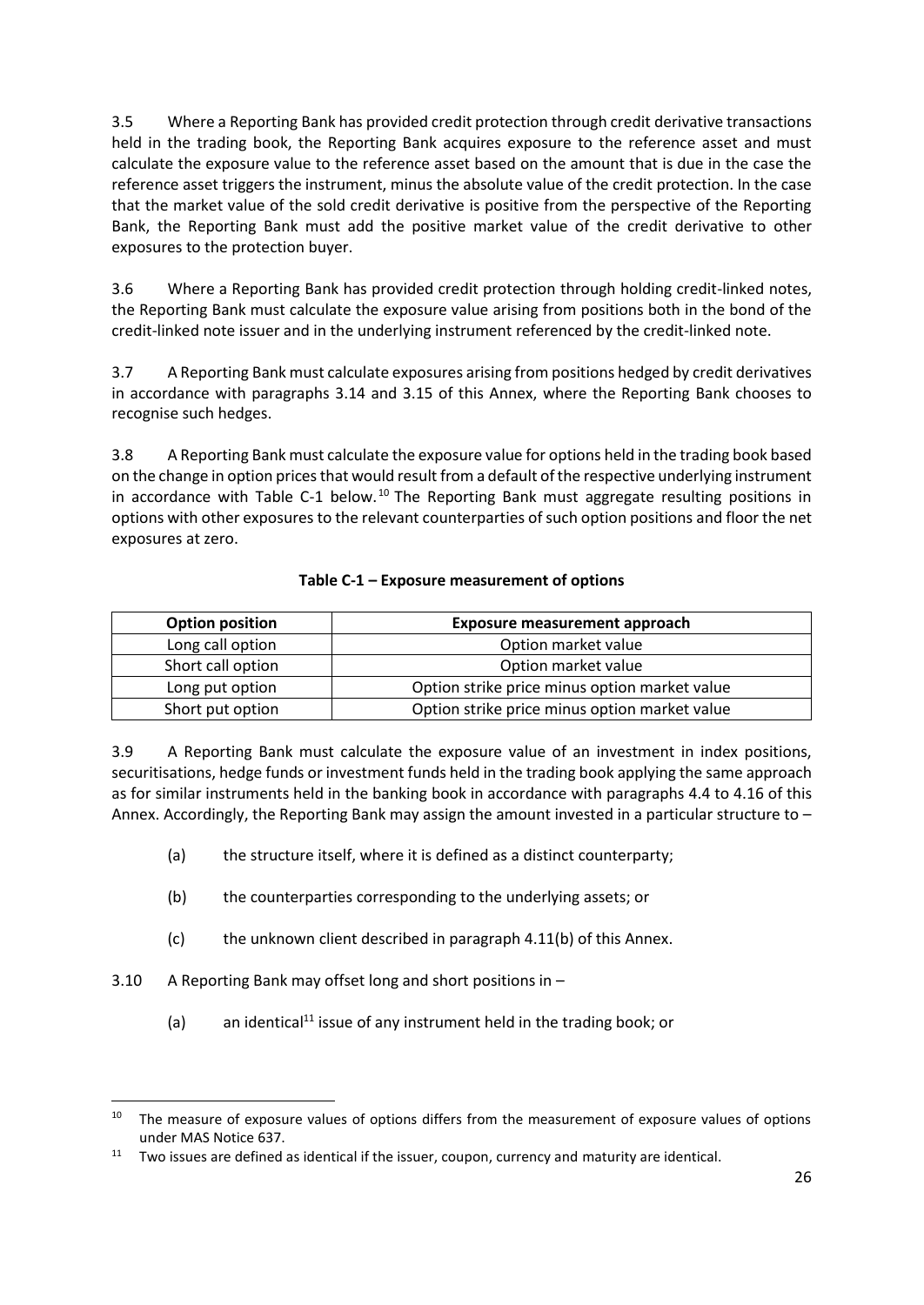3.5 Where a Reporting Bank has provided credit protection through credit derivative transactions held in the trading book, the Reporting Bank acquires exposure to the reference asset and must calculate the exposure value to the reference asset based on the amount that is due in the case the reference asset triggers the instrument, minus the absolute value of the credit protection. In the case that the market value of the sold credit derivative is positive from the perspective of the Reporting Bank, the Reporting Bank must add the positive market value of the credit derivative to other exposures to the protection buyer.

3.6 Where a Reporting Bank has provided credit protection through holding credit-linked notes, the Reporting Bank must calculate the exposure value arising from positions both in the bond of the credit-linked note issuer and in the underlying instrument referenced by the credit-linked note.

3.7 A Reporting Bank must calculate exposures arising from positions hedged by credit derivatives in accordance with paragraphs 3.14 and 3.15 of this Annex, where the Reporting Bank chooses to recognise such hedges.

3.8 A Reporting Bank must calculate the exposure value for options held in the trading book based on the change in option prices that would result from a default of the respective underlying instrument in accordance with Table C-1 below.[10] The Reporting Bank must aggregate resulting positions in options with other exposures to the relevant counterparties of such option positions and floor the net exposures at zero.

**Table C-1 – Exposure measurement of options**

| Option position | Exposure measurement approach |
|---|---|
| Long call option | Option market value |
| Short call option | Option market value |
| Long put option | Option strike price minus option market value |
| Short put option | Option strike price minus option market value |

3.9 A Reporting Bank must calculate the exposure value of an investment in index positions, securitisations, hedge funds or investment funds held in the trading book applying the same approach as for similar instruments held in the banking book in accordance with paragraphs 4.4 to 4.16 of this Annex. Accordingly, the Reporting Bank may assign the amount invested in a particular structure to –

(a) the structure itself, where it is defined as a distinct counterparty;

(b) the counterparties corresponding to the underlying assets; or

(c) the unknown client described in paragraph 4.11(b) of this Annex.

3.10 A Reporting Bank may offset long and short positions in –

(a) an identical[11] issue of any instrument held in the trading book; or

---

[10] The measure of exposure values of options differs from the measurement of exposure values of options under MAS Notice 637.

[11] Two issues are defined as identical if the issuer, coupon, currency and maturity are identical.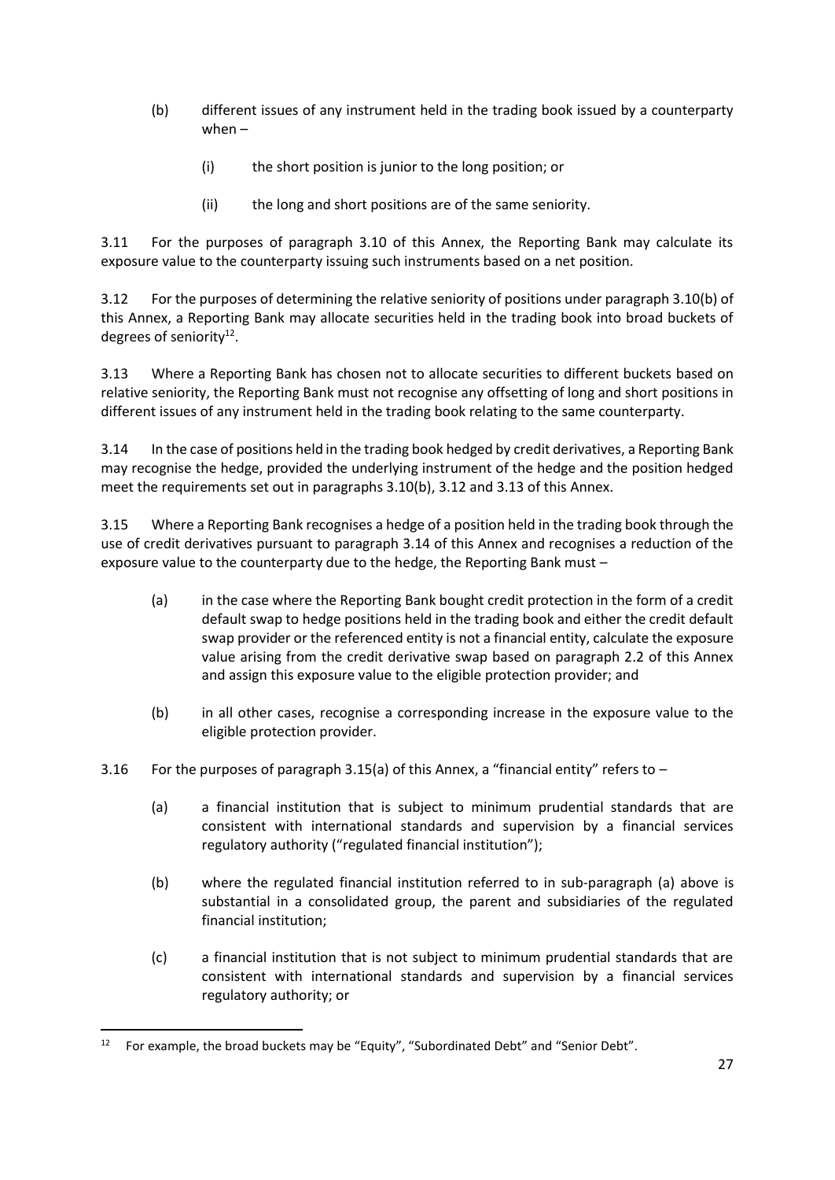(b) different issues of any instrument held in the trading book issued by a counterparty when –

   (i) the short position is junior to the long position; or

   (ii) the long and short positions are of the same seniority.

3.11 For the purposes of paragraph 3.10 of this Annex, the Reporting Bank may calculate its exposure value to the counterparty issuing such instruments based on a net position.

3.12 For the purposes of determining the relative seniority of positions under paragraph 3.10(b) of this Annex, a Reporting Bank may allocate securities held in the trading book into broad buckets of degrees of seniority[12].

3.13 Where a Reporting Bank has chosen not to allocate securities to different buckets based on relative seniority, the Reporting Bank must not recognise any offsetting of long and short positions in different issues of any instrument held in the trading book relating to the same counterparty.

3.14 In the case of positions held in the trading book hedged by credit derivatives, a Reporting Bank may recognise the hedge, provided the underlying instrument of the hedge and the position hedged meet the requirements set out in paragraphs 3.10(b), 3.12 and 3.13 of this Annex.

3.15 Where a Reporting Bank recognises a hedge of a position held in the trading book through the use of credit derivatives pursuant to paragraph 3.14 of this Annex and recognises a reduction of the exposure value to the counterparty due to the hedge, the Reporting Bank must –

(a) in the case where the Reporting Bank bought credit protection in the form of a credit default swap to hedge positions held in the trading book and either the credit default swap provider or the referenced entity is not a financial entity, calculate the exposure value arising from the credit derivative swap based on paragraph 2.2 of this Annex and assign this exposure value to the eligible protection provider; and

(b) in all other cases, recognise a corresponding increase in the exposure value to the eligible protection provider.

3.16 For the purposes of paragraph 3.15(a) of this Annex, a "financial entity" refers to –

(a) a financial institution that is subject to minimum prudential standards that are consistent with international standards and supervision by a financial services regulatory authority ("regulated financial institution");

(b) where the regulated financial institution referred to in sub-paragraph (a) above is substantial in a consolidated group, the parent and subsidiaries of the regulated financial institution;

(c) a financial institution that is not subject to minimum prudential standards that are consistent with international standards and supervision by a financial services regulatory authority; or

---

[12] For example, the broad buckets may be "Equity", "Subordinated Debt" and "Senior Debt".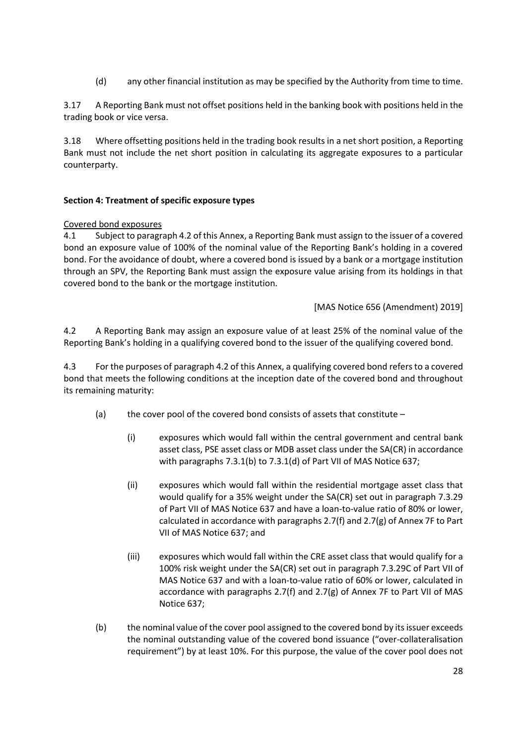(d) any other financial institution as may be specified by the Authority from time to time.

3.17 A Reporting Bank must not offset positions held in the banking book with positions held in the trading book or vice versa.

3.18 Where offsetting positions held in the trading book results in a net short position, a Reporting Bank must not include the net short position in calculating its aggregate exposures to a particular counterparty.

**Section 4: Treatment of specific exposure types**

Covered bond exposures

4.1 Subject to paragraph 4.2 of this Annex, a Reporting Bank must assign to the issuer of a covered bond an exposure value of 100% of the nominal value of the Reporting Bank's holding in a covered bond. For the avoidance of doubt, where a covered bond is issued by a bank or a mortgage institution through an SPV, the Reporting Bank must assign the exposure value arising from its holdings in that covered bond to the bank or the mortgage institution.

[MAS Notice 656 (Amendment) 2019]

4.2 A Reporting Bank may assign an exposure value of at least 25% of the nominal value of the Reporting Bank's holding in a qualifying covered bond to the issuer of the qualifying covered bond.

4.3 For the purposes of paragraph 4.2 of this Annex, a qualifying covered bond refers to a covered bond that meets the following conditions at the inception date of the covered bond and throughout its remaining maturity:

(a) the cover pool of the covered bond consists of assets that constitute –

(i) exposures which would fall within the central government and central bank asset class, PSE asset class or MDB asset class under the SA(CR) in accordance with paragraphs 7.3.1(b) to 7.3.1(d) of Part VII of MAS Notice 637;

(ii) exposures which would fall within the residential mortgage asset class that would qualify for a 35% weight under the SA(CR) set out in paragraph 7.3.29 of Part VII of MAS Notice 637 and have a loan-to-value ratio of 80% or lower, calculated in accordance with paragraphs 2.7(f) and 2.7(g) of Annex 7F to Part VII of MAS Notice 637; and

(iii) exposures which would fall within the CRE asset class that would qualify for a 100% risk weight under the SA(CR) set out in paragraph 7.3.29C of Part VII of MAS Notice 637 and with a loan-to-value ratio of 60% or lower, calculated in accordance with paragraphs 2.7(f) and 2.7(g) of Annex 7F to Part VII of MAS Notice 637;

(b) the nominal value of the cover pool assigned to the covered bond by its issuer exceeds the nominal outstanding value of the covered bond issuance ("over-collateralisation requirement") by at least 10%. For this purpose, the value of the cover pool does not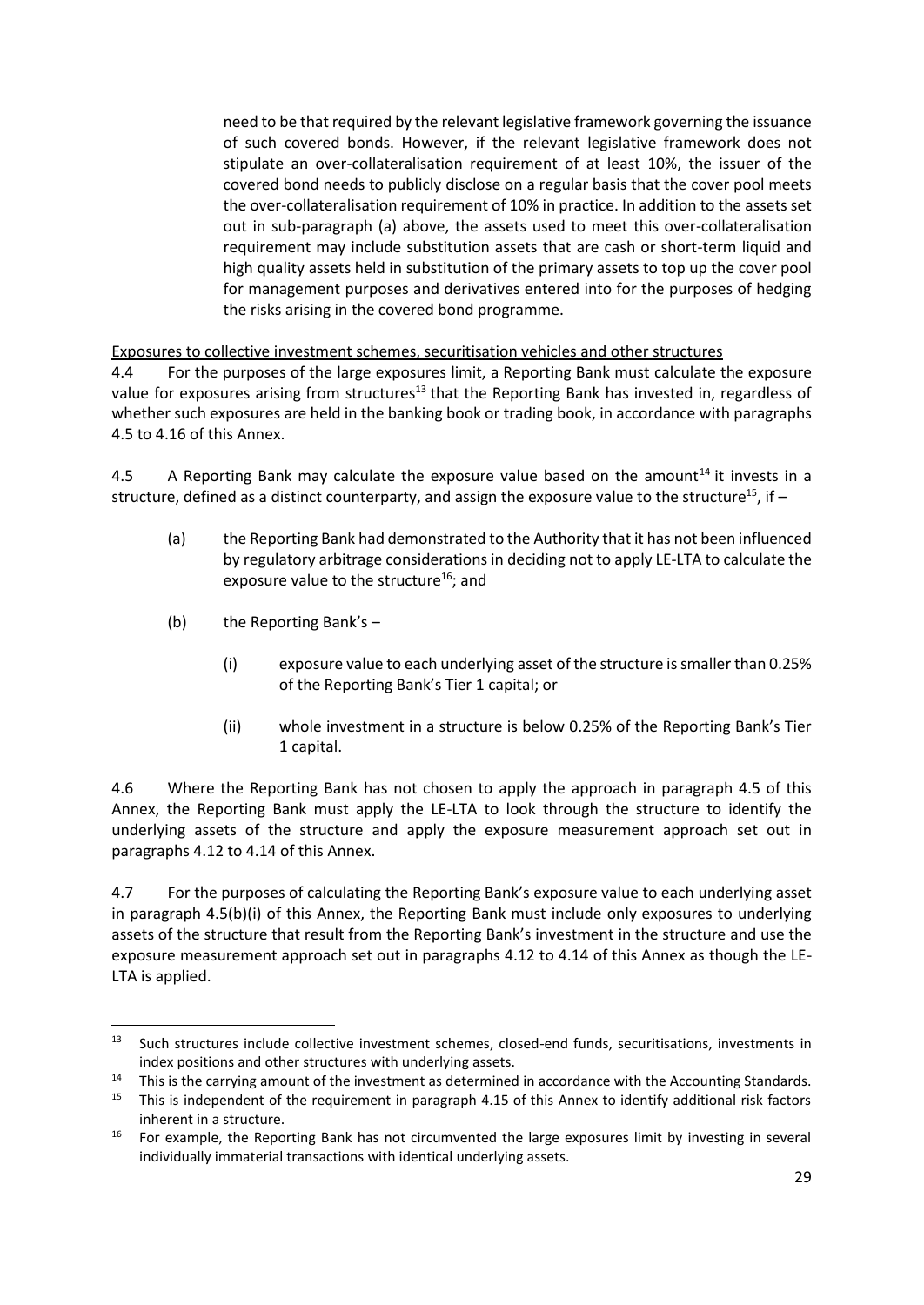need to be that required by the relevant legislative framework governing the issuance of such covered bonds. However, if the relevant legislative framework does not stipulate an over-collateralisation requirement of at least 10%, the issuer of the covered bond needs to publicly disclose on a regular basis that the cover pool meets the over-collateralisation requirement of 10% in practice. In addition to the assets set out in sub-paragraph (a) above, the assets used to meet this over-collateralisation requirement may include substitution assets that are cash or short-term liquid and high quality assets held in substitution of the primary assets to top up the cover pool for management purposes and derivatives entered into for the purposes of hedging the risks arising in the covered bond programme.

<u>Exposures to collective investment schemes, securitisation vehicles and other structures</u>

4.4 For the purposes of the large exposures limit, a Reporting Bank must calculate the exposure value for exposures arising from structures[13] that the Reporting Bank has invested in, regardless of whether such exposures are held in the banking book or trading book, in accordance with paragraphs 4.5 to 4.16 of this Annex.

4.5 A Reporting Bank may calculate the exposure value based on the amount[14] it invests in a structure, defined as a distinct counterparty, and assign the exposure value to the structure[15], if –

(a) the Reporting Bank had demonstrated to the Authority that it has not been influenced by regulatory arbitrage considerations in deciding not to apply LE-LTA to calculate the exposure value to the structure[16]; and

(b) the Reporting Bank's –

(i) exposure value to each underlying asset of the structure is smaller than 0.25% of the Reporting Bank's Tier 1 capital; or

(ii) whole investment in a structure is below 0.25% of the Reporting Bank's Tier 1 capital.

4.6 Where the Reporting Bank has not chosen to apply the approach in paragraph 4.5 of this Annex, the Reporting Bank must apply the LE-LTA to look through the structure to identify the underlying assets of the structure and apply the exposure measurement approach set out in paragraphs 4.12 to 4.14 of this Annex.

4.7 For the purposes of calculating the Reporting Bank's exposure value to each underlying asset in paragraph 4.5(b)(i) of this Annex, the Reporting Bank must include only exposures to underlying assets of the structure that result from the Reporting Bank's investment in the structure and use the exposure measurement approach set out in paragraphs 4.12 to 4.14 of this Annex as though the LE-LTA is applied.

---

[13] Such structures include collective investment schemes, closed-end funds, securitisations, investments in index positions and other structures with underlying assets.

[14] This is the carrying amount of the investment as determined in accordance with the Accounting Standards.

[15] This is independent of the requirement in paragraph 4.15 of this Annex to identify additional risk factors inherent in a structure.

[16] For example, the Reporting Bank has not circumvented the large exposures limit by investing in several individually immaterial transactions with identical underlying assets.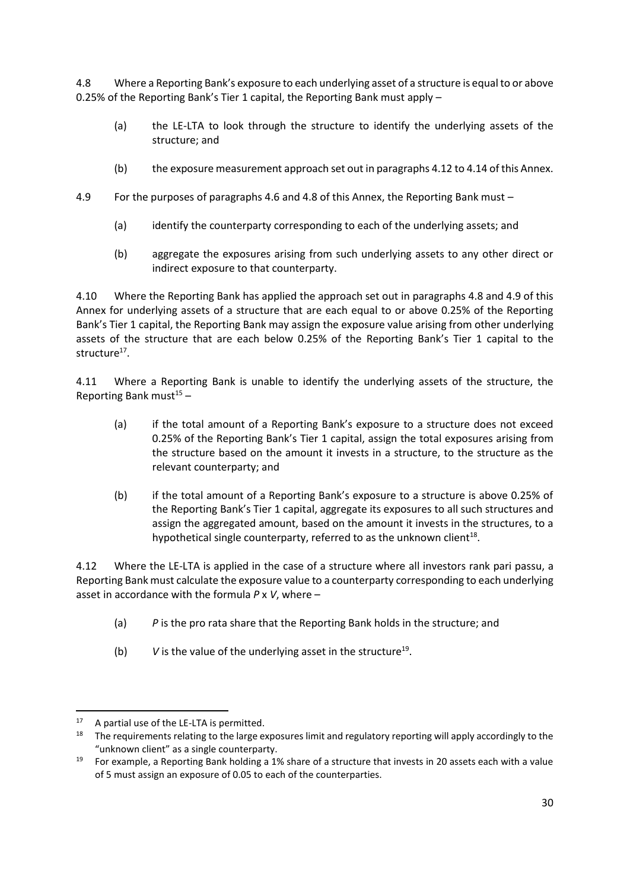4.8 Where a Reporting Bank's exposure to each underlying asset of a structure is equal to or above 0.25% of the Reporting Bank's Tier 1 capital, the Reporting Bank must apply –

(a) the LE-LTA to look through the structure to identify the underlying assets of the structure; and

(b) the exposure measurement approach set out in paragraphs 4.12 to 4.14 of this Annex.

4.9 For the purposes of paragraphs 4.6 and 4.8 of this Annex, the Reporting Bank must –

(a) identify the counterparty corresponding to each of the underlying assets; and

(b) aggregate the exposures arising from such underlying assets to any other direct or indirect exposure to that counterparty.

4.10 Where the Reporting Bank has applied the approach set out in paragraphs 4.8 and 4.9 of this Annex for underlying assets of a structure that are each equal to or above 0.25% of the Reporting Bank's Tier 1 capital, the Reporting Bank may assign the exposure value arising from other underlying assets of the structure that are each below 0.25% of the Reporting Bank's Tier 1 capital to the structure[17].

4.11 Where a Reporting Bank is unable to identify the underlying assets of the structure, the Reporting Bank must[15] –

(a) if the total amount of a Reporting Bank's exposure to a structure does not exceed 0.25% of the Reporting Bank's Tier 1 capital, assign the total exposures arising from the structure based on the amount it invests in a structure, to the structure as the relevant counterparty; and

(b) if the total amount of a Reporting Bank's exposure to a structure is above 0.25% of the Reporting Bank's Tier 1 capital, aggregate its exposures to all such structures and assign the aggregated amount, based on the amount it invests in the structures, to a hypothetical single counterparty, referred to as the unknown client[18].

4.12 Where the LE-LTA is applied in the case of a structure where all investors rank pari passu, a Reporting Bank must calculate the exposure value to a counterparty corresponding to each underlying asset in accordance with the formula $P \times V$, where –

(a) $P$ is the pro rata share that the Reporting Bank holds in the structure; and

(b) $V$ is the value of the underlying asset in the structure[19].

---

[17] A partial use of the LE-LTA is permitted.

[18] The requirements relating to the large exposures limit and regulatory reporting will apply accordingly to the "unknown client" as a single counterparty.

[19] For example, a Reporting Bank holding a 1% share of a structure that invests in 20 assets each with a value of 5 must assign an exposure of 0.05 to each of the counterparties.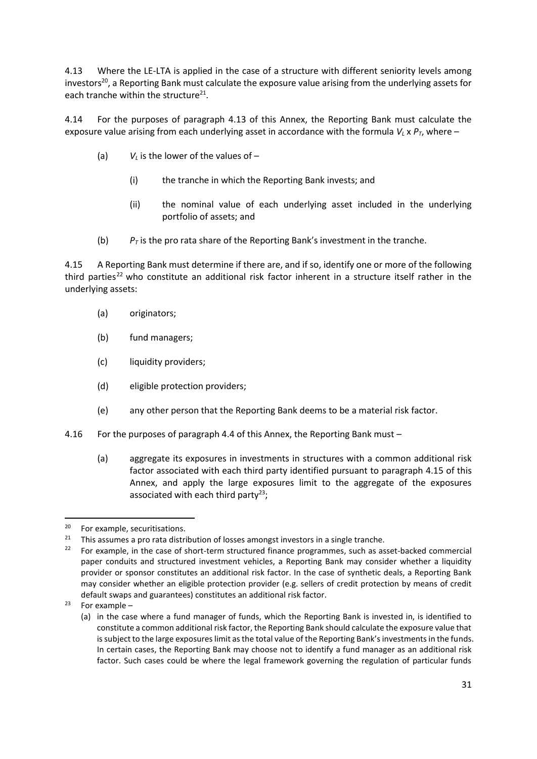4.13 Where the LE-LTA is applied in the case of a structure with different seniority levels among investors[20], a Reporting Bank must calculate the exposure value arising from the underlying assets for each tranche within the structure[21].

4.14 For the purposes of paragraph 4.13 of this Annex, the Reporting Bank must calculate the exposure value arising from each underlying asset in accordance with the formula $V_L \times P_T$, where –

(a) $V_L$ is the lower of the values of –

(i) the tranche in which the Reporting Bank invests; and

(ii) the nominal value of each underlying asset included in the underlying portfolio of assets; and

(b) $P_T$ is the pro rata share of the Reporting Bank's investment in the tranche.

4.15 A Reporting Bank must determine if there are, and if so, identify one or more of the following third parties[22] who constitute an additional risk factor inherent in a structure itself rather in the underlying assets:

(a) originators;

(b) fund managers;

(c) liquidity providers;

(d) eligible protection providers;

(e) any other person that the Reporting Bank deems to be a material risk factor.

4.16 For the purposes of paragraph 4.4 of this Annex, the Reporting Bank must –

(a) aggregate its exposures in investments in structures with a common additional risk factor associated with each third party identified pursuant to paragraph 4.15 of this Annex, and apply the large exposures limit to the aggregate of the exposures associated with each third party[23];

---

[20] For example, securitisations.

[21] This assumes a pro rata distribution of losses amongst investors in a single tranche.

[22] For example, in the case of short-term structured finance programmes, such as asset-backed commercial paper conduits and structured investment vehicles, a Reporting Bank may consider whether a liquidity provider or sponsor constitutes an additional risk factor. In the case of synthetic deals, a Reporting Bank may consider whether an eligible protection provider (e.g. sellers of credit protection by means of credit default swaps and guarantees) constitutes an additional risk factor.

[23] For example –

(a) in the case where a fund manager of funds, which the Reporting Bank is invested in, is identified to constitute a common additional risk factor, the Reporting Bank should calculate the exposure value that is subject to the large exposures limit as the total value of the Reporting Bank's investments in the funds. In certain cases, the Reporting Bank may choose not to identify a fund manager as an additional risk factor. Such cases could be where the legal framework governing the regulation of particular funds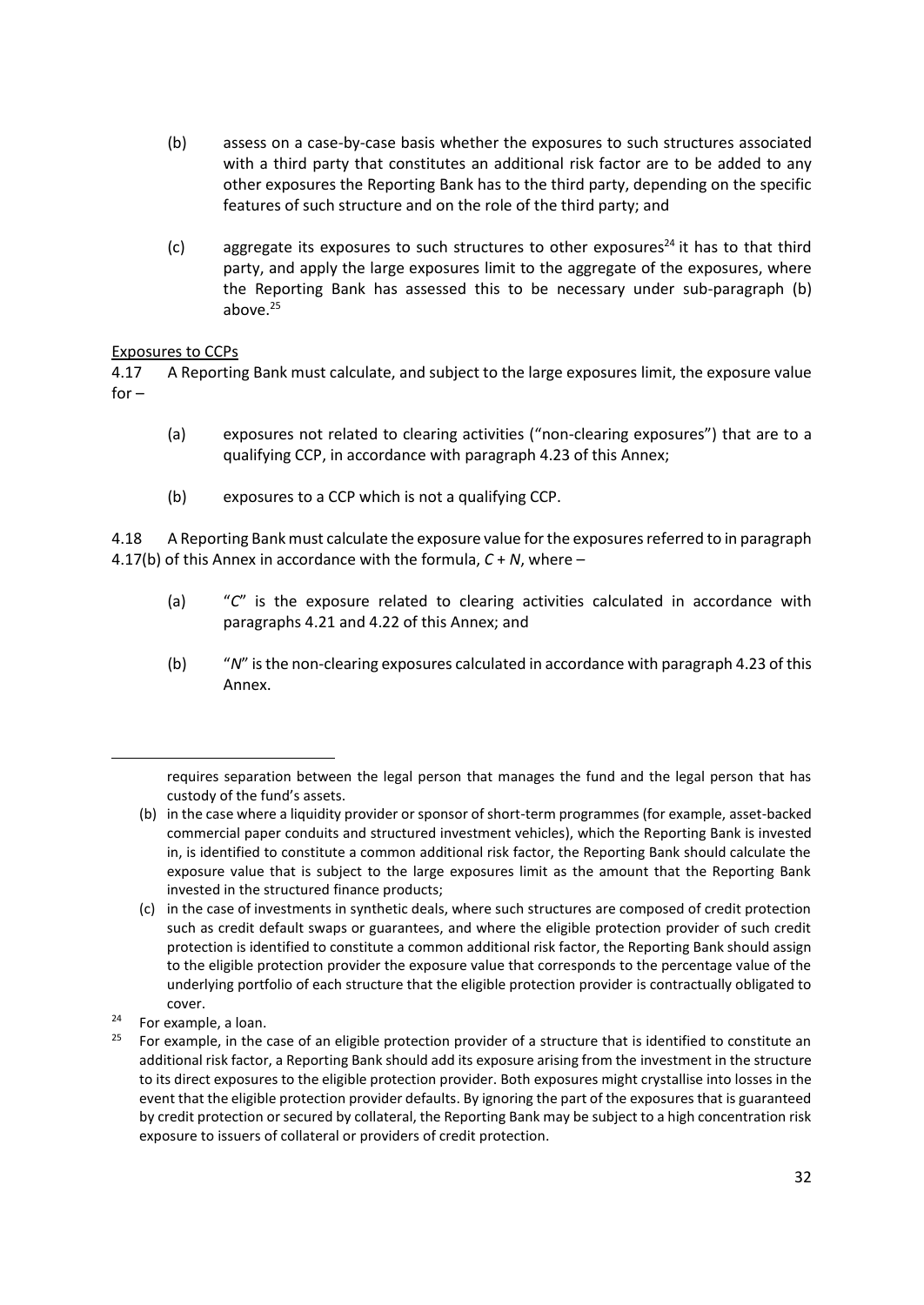(b) assess on a case-by-case basis whether the exposures to such structures associated with a third party that constitutes an additional risk factor are to be added to any other exposures the Reporting Bank has to the third party, depending on the specific features of such structure and on the role of the third party; and

(c) aggregate its exposures to such structures to other exposures[24] it has to that third party, and apply the large exposures limit to the aggregate of the exposures, where the Reporting Bank has assessed this to be necessary under sub-paragraph (b) above.[25]

Exposures to CCPs

4.17 A Reporting Bank must calculate, and subject to the large exposures limit, the exposure value for –

(a) exposures not related to clearing activities ("non-clearing exposures") that are to a qualifying CCP, in accordance with paragraph 4.23 of this Annex;

(b) exposures to a CCP which is not a qualifying CCP.

4.18 A Reporting Bank must calculate the exposure value for the exposures referred to in paragraph 4.17(b) of this Annex in accordance with the formula, $C + N$, where –

(a) "$C$" is the exposure related to clearing activities calculated in accordance with paragraphs 4.21 and 4.22 of this Annex; and

(b) "$N$" is the non-clearing exposures calculated in accordance with paragraph 4.23 of this Annex.

---

requires separation between the legal person that manages the fund and the legal person that has custody of the fund's assets.

(b) in the case where a liquidity provider or sponsor of short-term programmes (for example, asset-backed commercial paper conduits and structured investment vehicles), which the Reporting Bank is invested in, is identified to constitute a common additional risk factor, the Reporting Bank should calculate the exposure value that is subject to the large exposures limit as the amount that the Reporting Bank invested in the structured finance products;

(c) in the case of investments in synthetic deals, where such structures are composed of credit protection such as credit default swaps or guarantees, and where the eligible protection provider of such credit protection is identified to constitute a common additional risk factor, the Reporting Bank should assign to the eligible protection provider the exposure value that corresponds to the percentage value of the underlying portfolio of each structure that the eligible protection provider is contractually obligated to cover.

[24] For example, a loan.

[25] For example, in the case of an eligible protection provider of a structure that is identified to constitute an additional risk factor, a Reporting Bank should add its exposure arising from the investment in the structure to its direct exposures to the eligible protection provider. Both exposures might crystallise into losses in the event that the eligible protection provider defaults. By ignoring the part of the exposures that is guaranteed by credit protection or secured by collateral, the Reporting Bank may be subject to a high concentration risk exposure to issuers of collateral or providers of credit protection.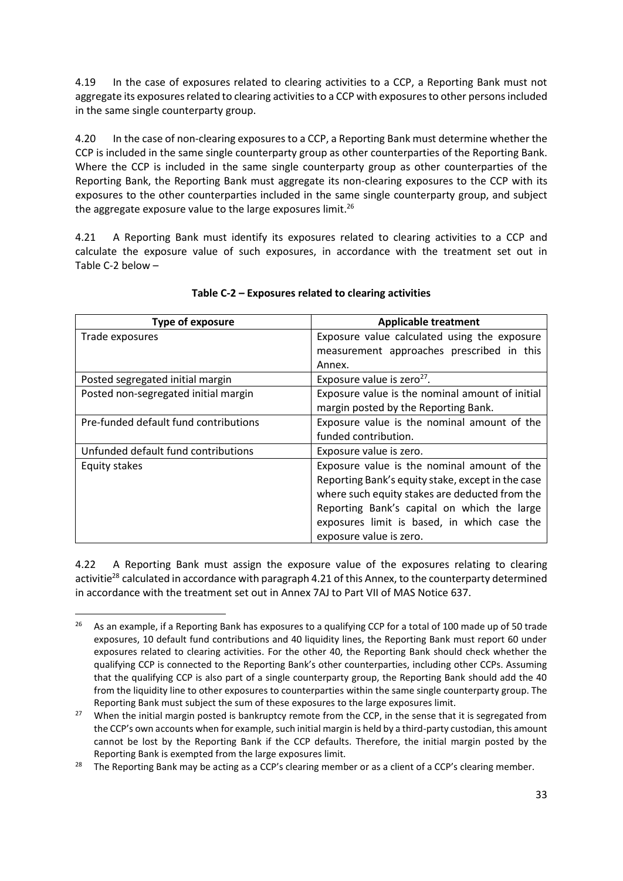4.19 In the case of exposures related to clearing activities to a CCP, a Reporting Bank must not aggregate its exposures related to clearing activities to a CCP with exposures to other persons included in the same single counterparty group.

4.20 In the case of non-clearing exposures to a CCP, a Reporting Bank must determine whether the CCP is included in the same single counterparty group as other counterparties of the Reporting Bank. Where the CCP is included in the same single counterparty group as other counterparties of the Reporting Bank, the Reporting Bank must aggregate its non-clearing exposures to the CCP with its exposures to the other counterparties included in the same single counterparty group, and subject the aggregate exposure value to the large exposures limit.[26]

4.21 A Reporting Bank must identify its exposures related to clearing activities to a CCP and calculate the exposure value of such exposures, in accordance with the treatment set out in Table C-2 below –

**Table C-2 – Exposures related to clearing activities**

| Type of exposure | Applicable treatment |
|---|---|
| Trade exposures | Exposure value calculated using the exposure measurement approaches prescribed in this Annex. |
| Posted segregated initial margin | Exposure value is zero[27]. |
| Posted non-segregated initial margin | Exposure value is the nominal amount of initial margin posted by the Reporting Bank. |
| Pre-funded default fund contributions | Exposure value is the nominal amount of the funded contribution. |
| Unfunded default fund contributions | Exposure value is zero. |
| Equity stakes | Exposure value is the nominal amount of the Reporting Bank's equity stake, except in the case where such equity stakes are deducted from the Reporting Bank's capital on which the large exposures limit is based, in which case the exposure value is zero. |

4.22 A Reporting Bank must assign the exposure value of the exposures relating to clearing activitie[28] calculated in accordance with paragraph 4.21 of this Annex, to the counterparty determined in accordance with the treatment set out in Annex 7AJ to Part VII of MAS Notice 637.

---

[26] As an example, if a Reporting Bank has exposures to a qualifying CCP for a total of 100 made up of 50 trade exposures, 10 default fund contributions and 40 liquidity lines, the Reporting Bank must report 60 under exposures related to clearing activities. For the other 40, the Reporting Bank should check whether the qualifying CCP is connected to the Reporting Bank's other counterparties, including other CCPs. Assuming that the qualifying CCP is also part of a single counterparty group, the Reporting Bank should add the 40 from the liquidity line to other exposures to counterparties within the same single counterparty group. The Reporting Bank must subject the sum of these exposures to the large exposures limit.

[27] When the initial margin posted is bankruptcy remote from the CCP, in the sense that it is segregated from the CCP's own accounts when for example, such initial margin is held by a third-party custodian, this amount cannot be lost by the Reporting Bank if the CCP defaults. Therefore, the initial margin posted by the Reporting Bank is exempted from the large exposures limit.

[28] The Reporting Bank may be acting as a CCP's clearing member or as a client of a CCP's clearing member.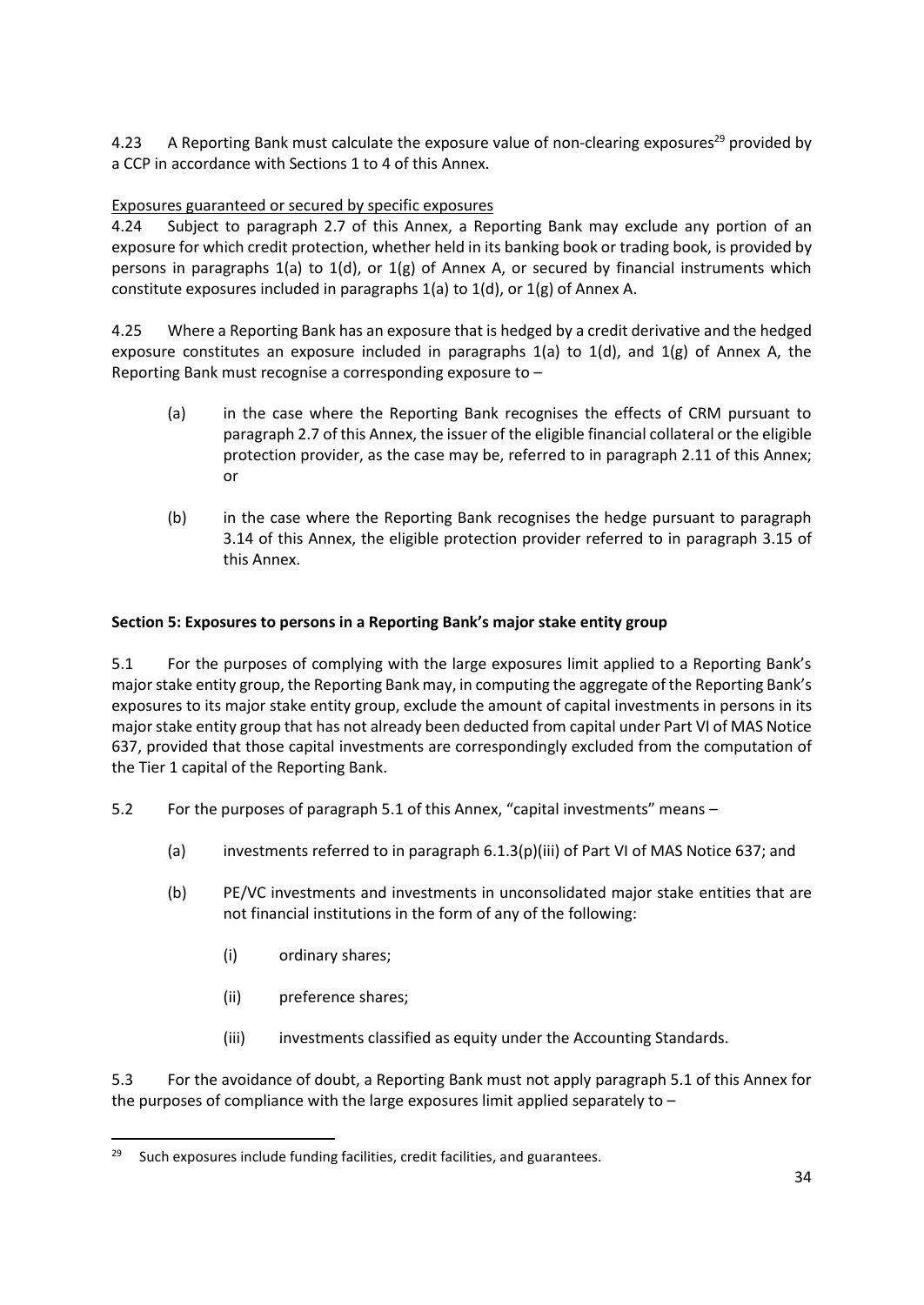4.23 A Reporting Bank must calculate the exposure value of non-clearing exposures[29] provided by a CCP in accordance with Sections 1 to 4 of this Annex.

Exposures guaranteed or secured by specific exposures

4.24 Subject to paragraph 2.7 of this Annex, a Reporting Bank may exclude any portion of an exposure for which credit protection, whether held in its banking book or trading book, is provided by persons in paragraphs 1(a) to 1(d), or 1(g) of Annex A, or secured by financial instruments which constitute exposures included in paragraphs 1(a) to 1(d), or 1(g) of Annex A.

4.25 Where a Reporting Bank has an exposure that is hedged by a credit derivative and the hedged exposure constitutes an exposure included in paragraphs 1(a) to 1(d), and 1(g) of Annex A, the Reporting Bank must recognise a corresponding exposure to –

(a) in the case where the Reporting Bank recognises the effects of CRM pursuant to paragraph 2.7 of this Annex, the issuer of the eligible financial collateral or the eligible protection provider, as the case may be, referred to in paragraph 2.11 of this Annex; or

(b) in the case where the Reporting Bank recognises the hedge pursuant to paragraph 3.14 of this Annex, the eligible protection provider referred to in paragraph 3.15 of this Annex.

**Section 5: Exposures to persons in a Reporting Bank's major stake entity group**

5.1 For the purposes of complying with the large exposures limit applied to a Reporting Bank's major stake entity group, the Reporting Bank may, in computing the aggregate of the Reporting Bank's exposures to its major stake entity group, exclude the amount of capital investments in persons in its major stake entity group that has not already been deducted from capital under Part VI of MAS Notice 637, provided that those capital investments are correspondingly excluded from the computation of the Tier 1 capital of the Reporting Bank.

5.2 For the purposes of paragraph 5.1 of this Annex, "capital investments" means –

(a) investments referred to in paragraph 6.1.3(p)(iii) of Part VI of MAS Notice 637; and

(b) PE/VC investments and investments in unconsolidated major stake entities that are not financial institutions in the form of any of the following:

(i) ordinary shares;

(ii) preference shares;

(iii) investments classified as equity under the Accounting Standards.

5.3 For the avoidance of doubt, a Reporting Bank must not apply paragraph 5.1 of this Annex for the purposes of compliance with the large exposures limit applied separately to –

[29] Such exposures include funding facilities, credit facilities, and guarantees.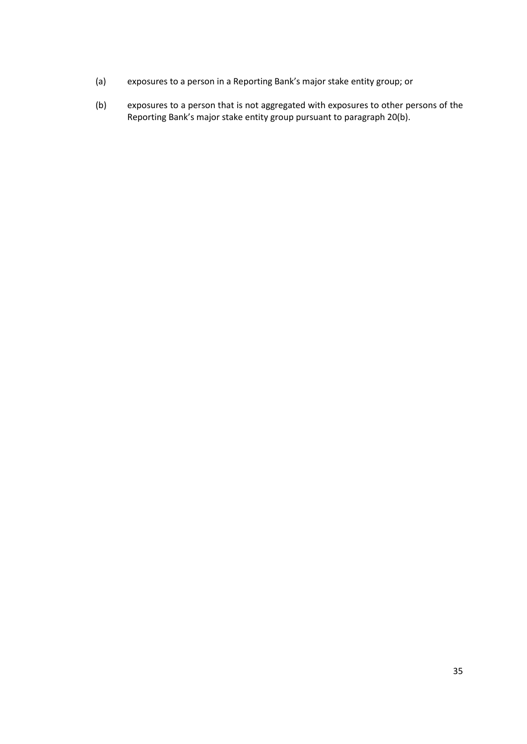(a) exposures to a person in a Reporting Bank's major stake entity group; or

(b) exposures to a person that is not aggregated with exposures to other persons of the Reporting Bank's major stake entity group pursuant to paragraph 20(b).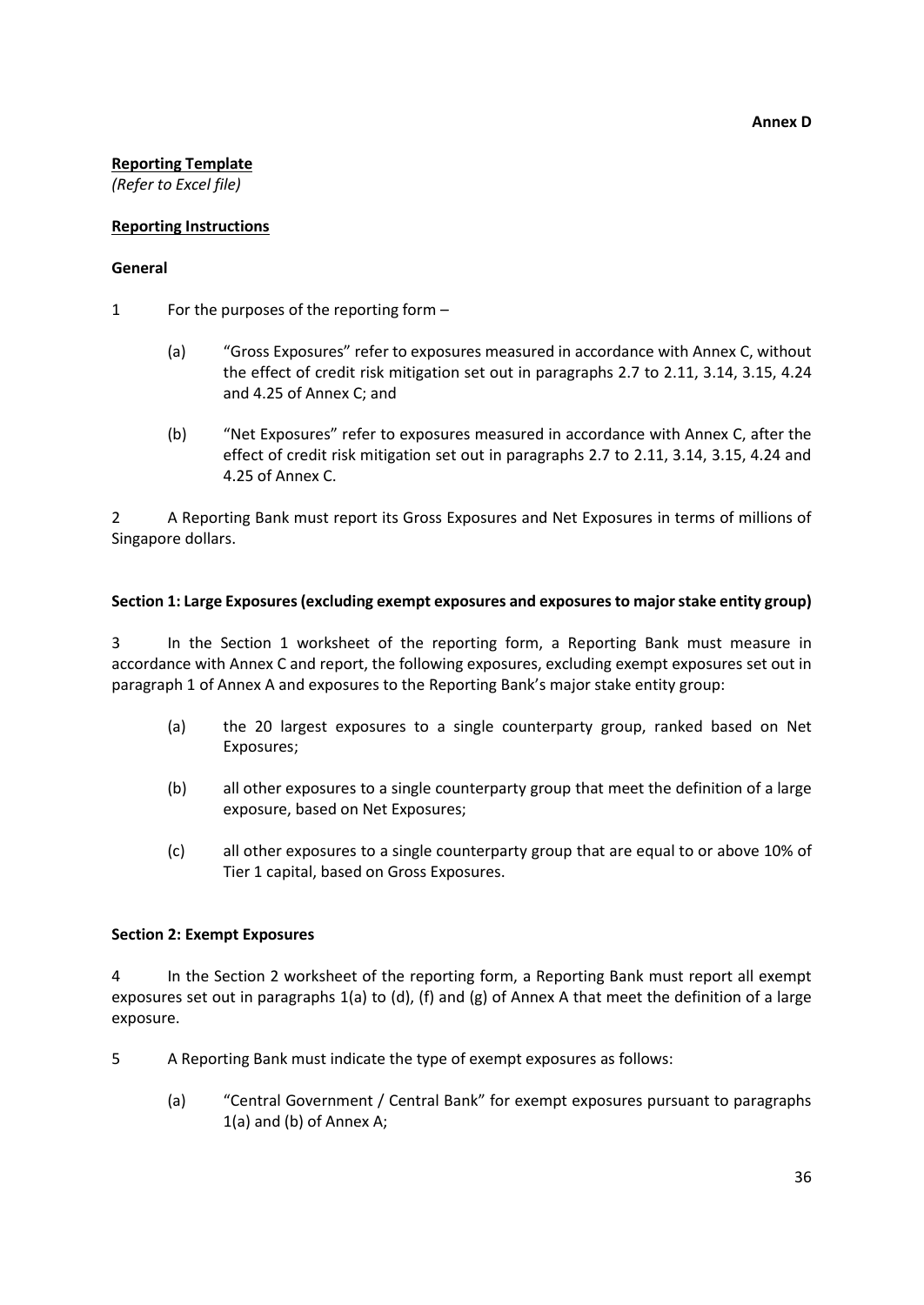**Annex D**

**Reporting Template**

*(Refer to Excel file)*

**Reporting Instructions**

**General**

1 For the purposes of the reporting form –

(a) "Gross Exposures" refer to exposures measured in accordance with Annex C, without the effect of credit risk mitigation set out in paragraphs 2.7 to 2.11, 3.14, 3.15, 4.24 and 4.25 of Annex C; and

(b) "Net Exposures" refer to exposures measured in accordance with Annex C, after the effect of credit risk mitigation set out in paragraphs 2.7 to 2.11, 3.14, 3.15, 4.24 and 4.25 of Annex C.

2 A Reporting Bank must report its Gross Exposures and Net Exposures in terms of millions of Singapore dollars.

**Section 1: Large Exposures (excluding exempt exposures and exposures to major stake entity group)**

3 In the Section 1 worksheet of the reporting form, a Reporting Bank must measure in accordance with Annex C and report, the following exposures, excluding exempt exposures set out in paragraph 1 of Annex A and exposures to the Reporting Bank's major stake entity group:

(a) the 20 largest exposures to a single counterparty group, ranked based on Net Exposures;

(b) all other exposures to a single counterparty group that meet the definition of a large exposure, based on Net Exposures;

(c) all other exposures to a single counterparty group that are equal to or above 10% of Tier 1 capital, based on Gross Exposures.

**Section 2: Exempt Exposures**

4 In the Section 2 worksheet of the reporting form, a Reporting Bank must report all exempt exposures set out in paragraphs 1(a) to (d), (f) and (g) of Annex A that meet the definition of a large exposure.

5 A Reporting Bank must indicate the type of exempt exposures as follows:

(a) "Central Government / Central Bank" for exempt exposures pursuant to paragraphs 1(a) and (b) of Annex A;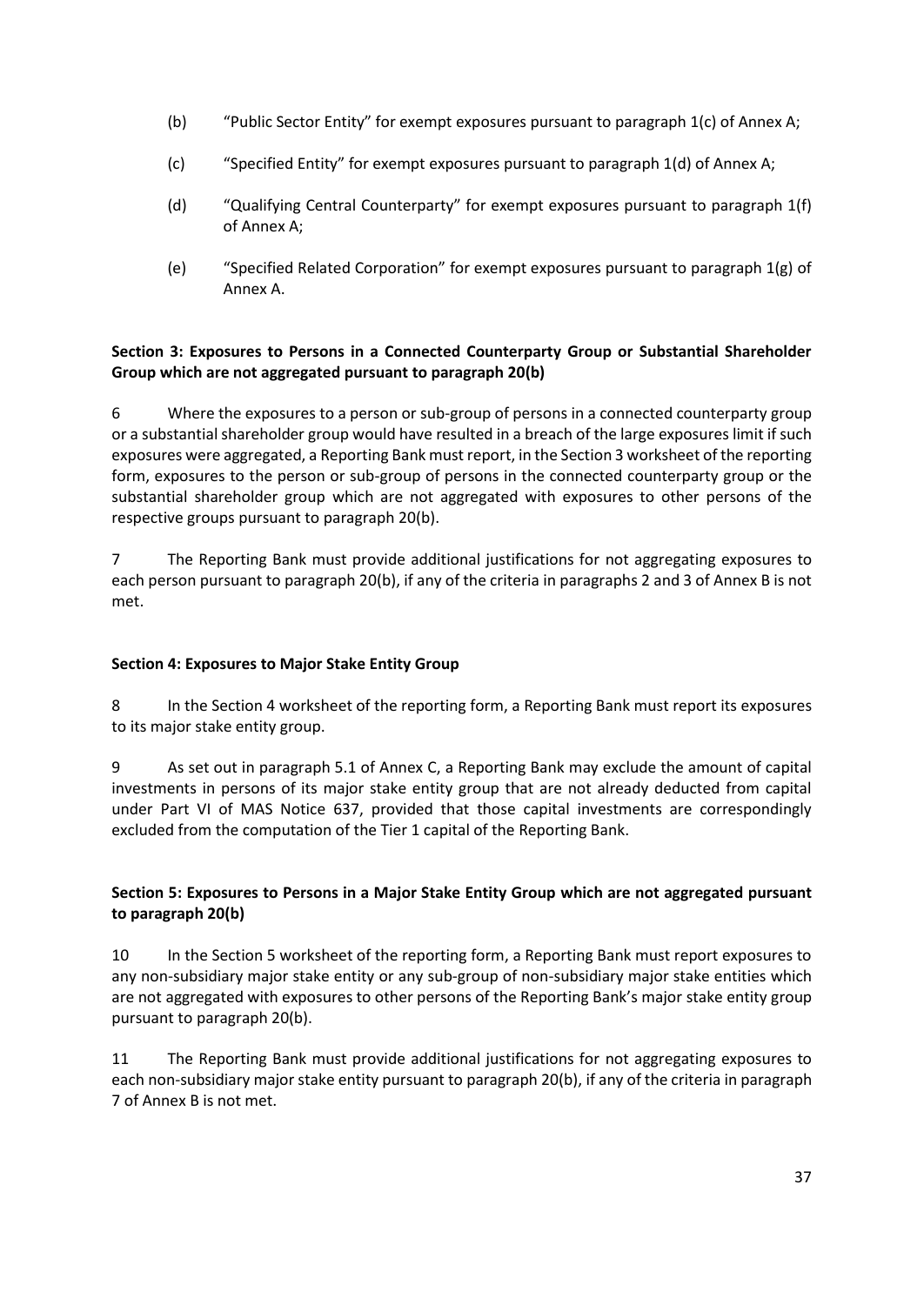(b) "Public Sector Entity" for exempt exposures pursuant to paragraph 1(c) of Annex A;

(c) "Specified Entity" for exempt exposures pursuant to paragraph 1(d) of Annex A;

(d) "Qualifying Central Counterparty" for exempt exposures pursuant to paragraph 1(f) of Annex A;

(e) "Specified Related Corporation" for exempt exposures pursuant to paragraph 1(g) of Annex A.

**Section 3: Exposures to Persons in a Connected Counterparty Group or Substantial Shareholder Group which are not aggregated pursuant to paragraph 20(b)**

6 Where the exposures to a person or sub-group of persons in a connected counterparty group or a substantial shareholder group would have resulted in a breach of the large exposures limit if such exposures were aggregated, a Reporting Bank must report, in the Section 3 worksheet of the reporting form, exposures to the person or sub-group of persons in the connected counterparty group or the substantial shareholder group which are not aggregated with exposures to other persons of the respective groups pursuant to paragraph 20(b).

7 The Reporting Bank must provide additional justifications for not aggregating exposures to each person pursuant to paragraph 20(b), if any of the criteria in paragraphs 2 and 3 of Annex B is not met.

**Section 4: Exposures to Major Stake Entity Group**

8 In the Section 4 worksheet of the reporting form, a Reporting Bank must report its exposures to its major stake entity group.

9 As set out in paragraph 5.1 of Annex C, a Reporting Bank may exclude the amount of capital investments in persons of its major stake entity group that are not already deducted from capital under Part VI of MAS Notice 637, provided that those capital investments are correspondingly excluded from the computation of the Tier 1 capital of the Reporting Bank.

**Section 5: Exposures to Persons in a Major Stake Entity Group which are not aggregated pursuant to paragraph 20(b)**

10 In the Section 5 worksheet of the reporting form, a Reporting Bank must report exposures to any non-subsidiary major stake entity or any sub-group of non-subsidiary major stake entities which are not aggregated with exposures to other persons of the Reporting Bank's major stake entity group pursuant to paragraph 20(b).

11 The Reporting Bank must provide additional justifications for not aggregating exposures to each non-subsidiary major stake entity pursuant to paragraph 20(b), if any of the criteria in paragraph 7 of Annex B is not met.